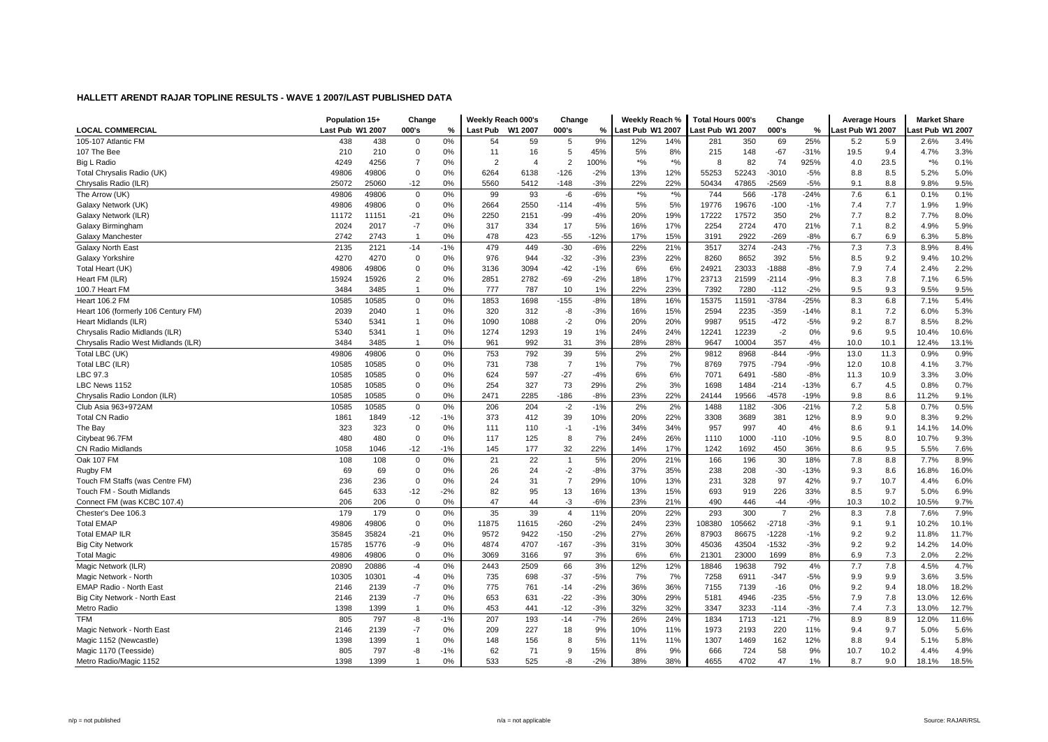## HALLETT ARENDT RAJAR TOPLINE RESULTS - WAVE 1 2007/LAST PUBLISHED DATA

| LOCAL COMMERCIAL | Population 15+ | | Change | | Weekly Reach 000's | | Change | | Weekly Reach % | | Total Hours 000's | | Change | | Average Hours | | Market Share | |
|---|---|---|---|---|---|---|---|---|---|---|---|---|---|---|---|---|---|---|
| | Last Pub | W1 2007 | 000's | % | Last Pub | W1 2007 | 000's | % | Last Pub | W1 2007 | Last Pub | W1 2007 | 000's | % | Last Pub | W1 2007 | Last Pub | W1 2007 |
| 105-107 Atlantic FM | 438 | 438 | 0 | 0% | 54 | 59 | 5 | 9% | 12% | 14% | 281 | 350 | 69 | 25% | 5.2 | 5.9 | 2.6% | 3.4% |
| 107 The Bee | 210 | 210 | 0 | 0% | 11 | 16 | 5 | 45% | 5% | 8% | 215 | 148 | -67 | -31% | 19.5 | 9.4 | 4.7% | 3.3% |
| Big L Radio | 4249 | 4256 | 7 | 0% | 2 | 4 | 2 | 100% | *% | *% | 8 | 82 | 74 | 925% | 4.0 | 23.5 | *% | 0.1% |
| Total Chrysalis Radio (UK) | 49806 | 49806 | 0 | 0% | 6264 | 6138 | -126 | -2% | 13% | 12% | 55253 | 52243 | -3010 | -5% | 8.8 | 8.5 | 5.2% | 5.0% |
| Chrysalis Radio (ILR) | 25072 | 25060 | -12 | 0% | 5560 | 5412 | -148 | -3% | 22% | 22% | 50434 | 47865 | -2569 | -5% | 9.1 | 8.8 | 9.8% | 9.5% |
| The Arrow (UK) | 49806 | 49806 | 0 | 0% | 99 | 93 | -6 | -6% | *% | *% | 744 | 566 | -178 | -24% | 7.6 | 6.1 | 0.1% | 0.1% |
| Galaxy Network (UK) | 49806 | 49806 | 0 | 0% | 2664 | 2550 | -114 | -4% | 5% | 5% | 19776 | 19676 | -100 | -1% | 7.4 | 7.7 | 1.9% | 1.9% |
| Galaxy Network (ILR) | 11172 | 11151 | -21 | 0% | 2250 | 2151 | -99 | -4% | 20% | 19% | 17222 | 17572 | 350 | 2% | 7.7 | 8.2 | 7.7% | 8.0% |
| Galaxy Birmingham | 2024 | 2017 | -7 | 0% | 317 | 334 | 17 | 5% | 16% | 17% | 2254 | 2724 | 470 | 21% | 7.1 | 8.2 | 4.9% | 5.9% |
| Galaxy Manchester | 2742 | 2743 | 1 | 0% | 478 | 423 | -55 | -12% | 17% | 15% | 3191 | 2922 | -269 | -8% | 6.7 | 6.9 | 6.3% | 5.8% |
| Galaxy North East | 2135 | 2121 | -14 | -1% | 479 | 449 | -30 | -6% | 22% | 21% | 3517 | 3274 | -243 | -7% | 7.3 | 7.3 | 8.9% | 8.4% |
| Galaxy Yorkshire | 4270 | 4270 | 0 | 0% | 976 | 944 | -32 | -3% | 23% | 22% | 8260 | 8652 | 392 | 5% | 8.5 | 9.2 | 9.4% | 10.2% |
| Total Heart (UK) | 49806 | 49806 | 0 | 0% | 3136 | 3094 | -42 | -1% | 6% | 6% | 24921 | 23033 | -1888 | -8% | 7.9 | 7.4 | 2.4% | 2.2% |
| Heart FM (ILR) | 15924 | 15926 | 2 | 0% | 2851 | 2782 | -69 | -2% | 18% | 17% | 23713 | 21599 | -2114 | -9% | 8.3 | 7.8 | 7.1% | 6.5% |
| 100.7 Heart FM | 3484 | 3485 | 1 | 0% | 777 | 787 | 10 | 1% | 22% | 23% | 7392 | 7280 | -112 | -2% | 9.5 | 9.3 | 9.5% | 9.5% |
| Heart 106.2 FM | 10585 | 10585 | 0 | 0% | 1853 | 1698 | -155 | -8% | 18% | 16% | 15375 | 11591 | -3784 | -25% | 8.3 | 6.8 | 7.1% | 5.4% |
| Heart 106 (formerly 106 Century FM) | 2039 | 2040 | 1 | 0% | 320 | 312 | -8 | -3% | 16% | 15% | 2594 | 2235 | -359 | -14% | 8.1 | 7.2 | 6.0% | 5.3% |
| Heart Midlands (ILR) | 5340 | 5341 | 1 | 0% | 1090 | 1088 | -2 | 0% | 20% | 20% | 9987 | 9515 | -472 | -5% | 9.2 | 8.7 | 8.5% | 8.2% |
| Chrysalis Radio Midlands (ILR) | 5340 | 5341 | 1 | 0% | 1274 | 1293 | 19 | 1% | 24% | 24% | 12241 | 12239 | -2 | 0% | 9.6 | 9.5 | 10.4% | 10.6% |
| Chrysalis Radio West Midlands (ILR) | 3484 | 3485 | 1 | 0% | 961 | 992 | 31 | 3% | 28% | 28% | 9647 | 10004 | 357 | 4% | 10.0 | 10.1 | 12.4% | 13.1% |
| Total LBC (UK) | 49806 | 49806 | 0 | 0% | 753 | 792 | 39 | 5% | 2% | 2% | 9812 | 8968 | -844 | -9% | 13.0 | 11.3 | 0.9% | 0.9% |
| Total LBC (ILR) | 10585 | 10585 | 0 | 0% | 731 | 738 | 7 | 1% | 7% | 7% | 8769 | 7975 | -794 | -9% | 12.0 | 10.8 | 4.1% | 3.7% |
| LBC 97.3 | 10585 | 10585 | 0 | 0% | 624 | 597 | -27 | -4% | 6% | 6% | 7071 | 6491 | -580 | -8% | 11.3 | 10.9 | 3.3% | 3.0% |
| LBC News 1152 | 10585 | 10585 | 0 | 0% | 254 | 327 | 73 | 29% | 2% | 3% | 1698 | 1484 | -214 | -13% | 6.7 | 4.5 | 0.8% | 0.7% |
| Chrysalis Radio London (ILR) | 10585 | 10585 | 0 | 0% | 2471 | 2285 | -186 | -8% | 23% | 22% | 24144 | 19566 | -4578 | -19% | 9.8 | 8.6 | 11.2% | 9.1% |
| Club Asia 963+972AM | 10585 | 10585 | 0 | 0% | 206 | 204 | -2 | -1% | 2% | 2% | 1488 | 1182 | -306 | -21% | 7.2 | 5.8 | 0.7% | 0.5% |
| Total CN Radio | 1861 | 1849 | -12 | -1% | 373 | 412 | 39 | 10% | 20% | 22% | 3308 | 3689 | 381 | 12% | 8.9 | 9.0 | 8.3% | 9.2% |
| The Bay | 323 | 323 | 0 | 0% | 111 | 110 | -1 | -1% | 34% | 34% | 957 | 997 | 40 | 4% | 8.6 | 9.1 | 14.1% | 14.0% |
| Citybeat 96.7FM | 480 | 480 | 0 | 0% | 117 | 125 | 8 | 7% | 24% | 26% | 1110 | 1000 | -110 | -10% | 9.5 | 8.0 | 10.7% | 9.3% |
| CN Radio Midlands | 1058 | 1046 | -12 | -1% | 145 | 177 | 32 | 22% | 14% | 17% | 1242 | 1692 | 450 | 36% | 8.6 | 9.5 | 5.5% | 7.6% |
| Oak 107 FM | 108 | 108 | 0 | 0% | 21 | 22 | 1 | 5% | 20% | 21% | 166 | 196 | 30 | 18% | 7.8 | 8.8 | 7.7% | 8.9% |
| Rugby FM | 69 | 69 | 0 | 0% | 26 | 24 | -2 | -8% | 37% | 35% | 238 | 208 | -30 | -13% | 9.3 | 8.6 | 16.8% | 16.0% |
| Touch FM Staffs (was Centre FM) | 236 | 236 | 0 | 0% | 24 | 31 | 7 | 29% | 10% | 13% | 231 | 328 | 97 | 42% | 9.7 | 10.7 | 4.4% | 6.0% |
| Touch FM - South Midlands | 645 | 633 | -12 | -2% | 82 | 95 | 13 | 16% | 13% | 15% | 693 | 919 | 226 | 33% | 8.5 | 9.7 | 5.0% | 6.9% |
| Connect FM (was KCBC 107.4) | 206 | 206 | 0 | 0% | 47 | 44 | -3 | -6% | 23% | 21% | 490 | 446 | -44 | -9% | 10.3 | 10.2 | 10.5% | 9.7% |
| Chester's Dee 106.3 | 179 | 179 | 0 | 0% | 35 | 39 | 4 | 11% | 20% | 22% | 293 | 300 | 7 | 2% | 8.3 | 7.8 | 7.6% | 7.9% |
| Total EMAP | 49806 | 49806 | 0 | 0% | 11875 | 11615 | -260 | -2% | 24% | 23% | 108380 | 105662 | -2718 | -3% | 9.1 | 9.1 | 10.2% | 10.1% |
| Total EMAP ILR | 35845 | 35824 | -21 | 0% | 9572 | 9422 | -150 | -2% | 27% | 26% | 87903 | 86675 | -1228 | -1% | 9.2 | 9.2 | 11.8% | 11.7% |
| Big City Network | 15785 | 15776 | -9 | 0% | 4874 | 4707 | -167 | -3% | 31% | 30% | 45036 | 43504 | -1532 | -3% | 9.2 | 9.2 | 14.2% | 14.0% |
| Total Magic | 49806 | 49806 | 0 | 0% | 3069 | 3166 | 97 | 3% | 6% | 6% | 21301 | 23000 | 1699 | 8% | 6.9 | 7.3 | 2.0% | 2.2% |
| Magic Network (ILR) | 20890 | 20886 | -4 | 0% | 2443 | 2509 | 66 | 3% | 12% | 12% | 18846 | 19638 | 792 | 4% | 7.7 | 7.8 | 4.5% | 4.7% |
| Magic Network - North | 10305 | 10301 | -4 | 0% | 735 | 698 | -37 | -5% | 7% | 7% | 7258 | 6911 | -347 | -5% | 9.9 | 9.9 | 3.6% | 3.5% |
| EMAP Radio - North East | 2146 | 2139 | -7 | 0% | 775 | 761 | -14 | -2% | 36% | 36% | 7155 | 7139 | -16 | 0% | 9.2 | 9.4 | 18.0% | 18.2% |
| Big City Network - North East | 2146 | 2139 | -7 | 0% | 653 | 631 | -22 | -3% | 30% | 29% | 5181 | 4946 | -235 | -5% | 7.9 | 7.8 | 13.0% | 12.6% |
| Metro Radio | 1398 | 1399 | 1 | 0% | 453 | 441 | -12 | -3% | 32% | 32% | 3347 | 3233 | -114 | -3% | 7.4 | 7.3 | 13.0% | 12.7% |
| TFM | 805 | 797 | -8 | -1% | 207 | 193 | -14 | -7% | 26% | 24% | 1834 | 1713 | -121 | -7% | 8.9 | 8.9 | 12.0% | 11.6% |
| Magic Network - North East | 2146 | 2139 | -7 | 0% | 209 | 227 | 18 | 9% | 10% | 11% | 1973 | 2193 | 220 | 11% | 9.4 | 9.7 | 5.0% | 5.6% |
| Magic 1152 (Newcastle) | 1398 | 1399 | 1 | 0% | 148 | 156 | 8 | 5% | 11% | 11% | 1307 | 1469 | 162 | 12% | 8.8 | 9.4 | 5.1% | 5.8% |
| Magic 1170 (Teesside) | 805 | 797 | -8 | -1% | 62 | 71 | 9 | 15% | 8% | 9% | 666 | 724 | 58 | 9% | 10.7 | 10.2 | 4.4% | 4.9% |
| Metro Radio/Magic 1152 | 1398 | 1399 | 1 | 0% | 533 | 525 | -8 | -2% | 38% | 38% | 4655 | 4702 | 47 | 1% | 8.7 | 9.0 | 18.1% | 18.5% |

n/p = not published  n/a = not applicable  Source: RAJAR/RSL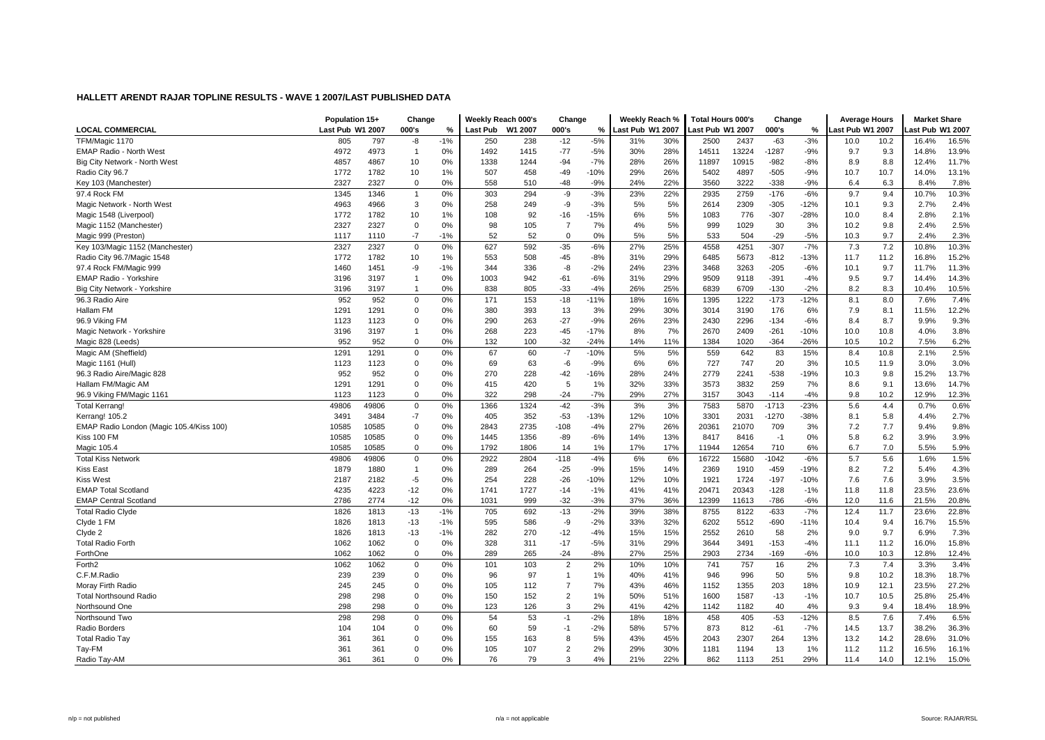## HALLETT ARENDT RAJAR TOPLINE RESULTS - WAVE 1 2007/LAST PUBLISHED DATA

| LOCAL COMMERCIAL | Population 15+ | | Change | | Weekly Reach 000's | | Change | | Weekly Reach % | | Total Hours 000's | | Change | | Average Hours | | Market Share | |
|---|---|---|---|---|---|---|---|---|---|---|---|---|---|---|---|---|---|---|
| | Last Pub | W1 2007 | 000's | % | Last Pub | W1 2007 | 000's | % | Last Pub | W1 2007 | Last Pub | W1 2007 | 000's | % | Last Pub | W1 2007 | Last Pub | W1 2007 |
| TFM/Magic 1170 | 805 | 797 | -8 | -1% | 250 | 238 | -12 | -5% | 31% | 30% | 2500 | 2437 | -63 | -3% | 10.0 | 10.2 | 16.4% | 16.5% |
| EMAP Radio - North West | 4972 | 4973 | 1 | 0% | 1492 | 1415 | -77 | -5% | 30% | 28% | 14511 | 13224 | -1287 | -9% | 9.7 | 9.3 | 14.8% | 13.9% |
| Big City Network - North West | 4857 | 4867 | 10 | 0% | 1338 | 1244 | -94 | -7% | 28% | 26% | 11897 | 10915 | -982 | -8% | 8.9 | 8.8 | 12.4% | 11.7% |
| Radio City 96.7 | 1772 | 1782 | 10 | 1% | 507 | 458 | -49 | -10% | 29% | 26% | 5402 | 4897 | -505 | -9% | 10.7 | 10.7 | 14.0% | 13.1% |
| Key 103 (Manchester) | 2327 | 2327 | 0 | 0% | 558 | 510 | -48 | -9% | 24% | 22% | 3560 | 3222 | -338 | -9% | 6.4 | 6.3 | 8.4% | 7.8% |
| 97.4 Rock FM | 1345 | 1346 | 1 | 0% | 303 | 294 | -9 | -3% | 23% | 22% | 2935 | 2759 | -176 | -6% | 9.7 | 9.4 | 10.7% | 10.3% |
| Magic Network - North West | 4963 | 4966 | 3 | 0% | 258 | 249 | -9 | -3% | 5% | 5% | 2614 | 2309 | -305 | -12% | 10.1 | 9.3 | 2.7% | 2.4% |
| Magic 1548 (Liverpool) | 1772 | 1782 | 10 | 1% | 108 | 92 | -16 | -15% | 6% | 5% | 1083 | 776 | -307 | -28% | 10.0 | 8.4 | 2.8% | 2.1% |
| Magic 1152 (Manchester) | 2327 | 2327 | 0 | 0% | 98 | 105 | 7 | 7% | 4% | 5% | 999 | 1029 | 30 | 3% | 10.2 | 9.8 | 2.4% | 2.5% |
| Magic 999 (Preston) | 1117 | 1110 | -7 | -1% | 52 | 52 | 0 | 0% | 5% | 5% | 533 | 504 | -29 | -5% | 10.3 | 9.7 | 2.4% | 2.3% |
| Key 103/Magic 1152 (Manchester) | 2327 | 2327 | 0 | 0% | 627 | 592 | -35 | -6% | 27% | 25% | 4558 | 4251 | -307 | -7% | 7.3 | 7.2 | 10.8% | 10.3% |
| Radio City 96.7/Magic 1548 | 1772 | 1782 | 10 | 1% | 553 | 508 | -45 | -8% | 31% | 29% | 6485 | 5673 | -812 | -13% | 11.7 | 11.2 | 16.8% | 15.2% |
| 97.4 Rock FM/Magic 999 | 1460 | 1451 | -9 | -1% | 344 | 336 | -8 | -2% | 24% | 23% | 3468 | 3263 | -205 | -6% | 10.1 | 9.7 | 11.7% | 11.3% |
| EMAP Radio - Yorkshire | 3196 | 3197 | 1 | 0% | 1003 | 942 | -61 | -6% | 31% | 29% | 9509 | 9118 | -391 | -4% | 9.5 | 9.7 | 14.4% | 14.3% |
| Big City Network - Yorkshire | 3196 | 3197 | 1 | 0% | 838 | 805 | -33 | -4% | 26% | 25% | 6839 | 6709 | -130 | -2% | 8.2 | 8.3 | 10.4% | 10.5% |
| 96.3 Radio Aire | 952 | 952 | 0 | 0% | 171 | 153 | -18 | -11% | 18% | 16% | 1395 | 1222 | -173 | -12% | 8.1 | 8.0 | 7.6% | 7.4% |
| Hallam FM | 1291 | 1291 | 0 | 0% | 380 | 393 | 13 | 3% | 29% | 30% | 3014 | 3190 | 176 | 6% | 7.9 | 8.1 | 11.5% | 12.2% |
| 96.9 Viking FM | 1123 | 1123 | 0 | 0% | 290 | 263 | -27 | -9% | 26% | 23% | 2430 | 2296 | -134 | -6% | 8.4 | 8.7 | 9.9% | 9.3% |
| Magic Network - Yorkshire | 3196 | 3197 | 1 | 0% | 268 | 223 | -45 | -17% | 8% | 7% | 2670 | 2409 | -261 | -10% | 10.0 | 10.8 | 4.0% | 3.8% |
| Magic 828 (Leeds) | 952 | 952 | 0 | 0% | 132 | 100 | -32 | -24% | 14% | 11% | 1384 | 1020 | -364 | -26% | 10.5 | 10.2 | 7.5% | 6.2% |
| Magic AM (Sheffield) | 1291 | 1291 | 0 | 0% | 67 | 60 | -7 | -10% | 5% | 5% | 559 | 642 | 83 | 15% | 8.4 | 10.8 | 2.1% | 2.5% |
| Magic 1161 (Hull) | 1123 | 1123 | 0 | 0% | 69 | 63 | -6 | -9% | 6% | 6% | 727 | 747 | 20 | 3% | 10.5 | 11.9 | 3.0% | 3.0% |
| 96.3 Radio Aire/Magic 828 | 952 | 952 | 0 | 0% | 270 | 228 | -42 | -16% | 28% | 24% | 2779 | 2241 | -538 | -19% | 10.3 | 9.8 | 15.2% | 13.7% |
| Hallam FM/Magic AM | 1291 | 1291 | 0 | 0% | 415 | 420 | 5 | 1% | 32% | 33% | 3573 | 3832 | 259 | 7% | 8.6 | 9.1 | 13.6% | 14.7% |
| 96.9 Viking FM/Magic 1161 | 1123 | 1123 | 0 | 0% | 322 | 298 | -24 | -7% | 29% | 27% | 3157 | 3043 | -114 | -4% | 9.8 | 10.2 | 12.9% | 12.3% |
| Total Kerrang! | 49806 | 49806 | 0 | 0% | 1366 | 1324 | -42 | -3% | 3% | 3% | 7583 | 5870 | -1713 | -23% | 5.6 | 4.4 | 0.7% | 0.6% |
| Kerrang! 105.2 | 3491 | 3484 | -7 | 0% | 405 | 352 | -53 | -13% | 12% | 10% | 3301 | 2031 | -1270 | -38% | 8.1 | 5.8 | 4.4% | 2.7% |
| EMAP Radio London (Magic 105.4/Kiss 100) | 10585 | 10585 | 0 | 0% | 2843 | 2735 | -108 | -4% | 27% | 26% | 20361 | 21070 | 709 | 3% | 7.2 | 7.7 | 9.4% | 9.8% |
| Kiss 100 FM | 10585 | 10585 | 0 | 0% | 1445 | 1356 | -89 | -6% | 14% | 13% | 8417 | 8416 | -1 | 0% | 5.8 | 6.2 | 3.9% | 3.9% |
| Magic 105.4 | 10585 | 10585 | 0 | 0% | 1792 | 1806 | 14 | 1% | 17% | 17% | 11944 | 12654 | 710 | 6% | 6.7 | 7.0 | 5.5% | 5.9% |
| Total Kiss Network | 49806 | 49806 | 0 | 0% | 2922 | 2804 | -118 | -4% | 6% | 6% | 16722 | 15680 | -1042 | -6% | 5.7 | 5.6 | 1.6% | 1.5% |
| Kiss East | 1879 | 1880 | 1 | 0% | 289 | 264 | -25 | -9% | 15% | 14% | 2369 | 1910 | -459 | -19% | 8.2 | 7.2 | 5.4% | 4.3% |
| Kiss West | 2187 | 2182 | -5 | 0% | 254 | 228 | -26 | -10% | 12% | 10% | 1921 | 1724 | -197 | -10% | 7.6 | 7.6 | 3.9% | 3.5% |
| EMAP Total Scotland | 4235 | 4223 | -12 | 0% | 1741 | 1727 | -14 | -1% | 41% | 41% | 20471 | 20343 | -128 | -1% | 11.8 | 11.8 | 23.5% | 23.6% |
| EMAP Central Scotland | 2786 | 2774 | -12 | 0% | 1031 | 999 | -32 | -3% | 37% | 36% | 12399 | 11613 | -786 | -6% | 12.0 | 11.6 | 21.5% | 20.8% |
| Total Radio Clyde | 1826 | 1813 | -13 | -1% | 705 | 692 | -13 | -2% | 39% | 38% | 8755 | 8122 | -633 | -7% | 12.4 | 11.7 | 23.6% | 22.8% |
| Clyde 1 FM | 1826 | 1813 | -13 | -1% | 595 | 586 | -9 | -2% | 33% | 32% | 6202 | 5512 | -690 | -11% | 10.4 | 9.4 | 16.7% | 15.5% |
| Clyde 2 | 1826 | 1813 | -13 | -1% | 282 | 270 | -12 | -4% | 15% | 15% | 2552 | 2610 | 58 | 2% | 9.0 | 9.7 | 6.9% | 7.3% |
| Total Radio Forth | 1062 | 1062 | 0 | 0% | 328 | 311 | -17 | -5% | 31% | 29% | 3644 | 3491 | -153 | -4% | 11.1 | 11.2 | 16.0% | 15.8% |
| ForthOne | 1062 | 1062 | 0 | 0% | 289 | 265 | -24 | -8% | 27% | 25% | 2903 | 2734 | -169 | -6% | 10.0 | 10.3 | 12.8% | 12.4% |
| Forth2 | 1062 | 1062 | 0 | 0% | 101 | 103 | 2 | 2% | 10% | 10% | 741 | 757 | 16 | 2% | 7.3 | 7.4 | 3.3% | 3.4% |
| C.F.M.Radio | 239 | 239 | 0 | 0% | 96 | 97 | 1 | 1% | 40% | 41% | 946 | 996 | 50 | 5% | 9.8 | 10.2 | 18.3% | 18.7% |
| Moray Firth Radio | 245 | 245 | 0 | 0% | 105 | 112 | 7 | 7% | 43% | 46% | 1152 | 1355 | 203 | 18% | 10.9 | 12.1 | 23.5% | 27.2% |
| Total Northsound Radio | 298 | 298 | 0 | 0% | 150 | 152 | 2 | 1% | 50% | 51% | 1600 | 1587 | -13 | -1% | 10.7 | 10.5 | 25.8% | 25.4% |
| Northsound One | 298 | 298 | 0 | 0% | 123 | 126 | 3 | 2% | 41% | 42% | 1142 | 1182 | 40 | 4% | 9.3 | 9.4 | 18.4% | 18.9% |
| Northsound Two | 298 | 298 | 0 | 0% | 54 | 53 | -1 | -2% | 18% | 18% | 458 | 405 | -53 | -12% | 8.5 | 7.6 | 7.4% | 6.5% |
| Radio Borders | 104 | 104 | 0 | 0% | 60 | 59 | -1 | -2% | 58% | 57% | 873 | 812 | -61 | -7% | 14.5 | 13.7 | 38.2% | 36.3% |
| Total Radio Tay | 361 | 361 | 0 | 0% | 155 | 163 | 8 | 5% | 43% | 45% | 2043 | 2307 | 264 | 13% | 13.2 | 14.2 | 28.6% | 31.0% |
| Tay-FM | 361 | 361 | 0 | 0% | 105 | 107 | 2 | 2% | 29% | 30% | 1181 | 1194 | 13 | 1% | 11.2 | 11.2 | 16.5% | 16.1% |
| Radio Tay-AM | 361 | 361 | 0 | 0% | 76 | 79 | 3 | 4% | 21% | 22% | 862 | 1113 | 251 | 29% | 11.4 | 14.0 | 12.1% | 15.0% |

n/p = not published    n/a = not applicable    Source: RAJAR/RSL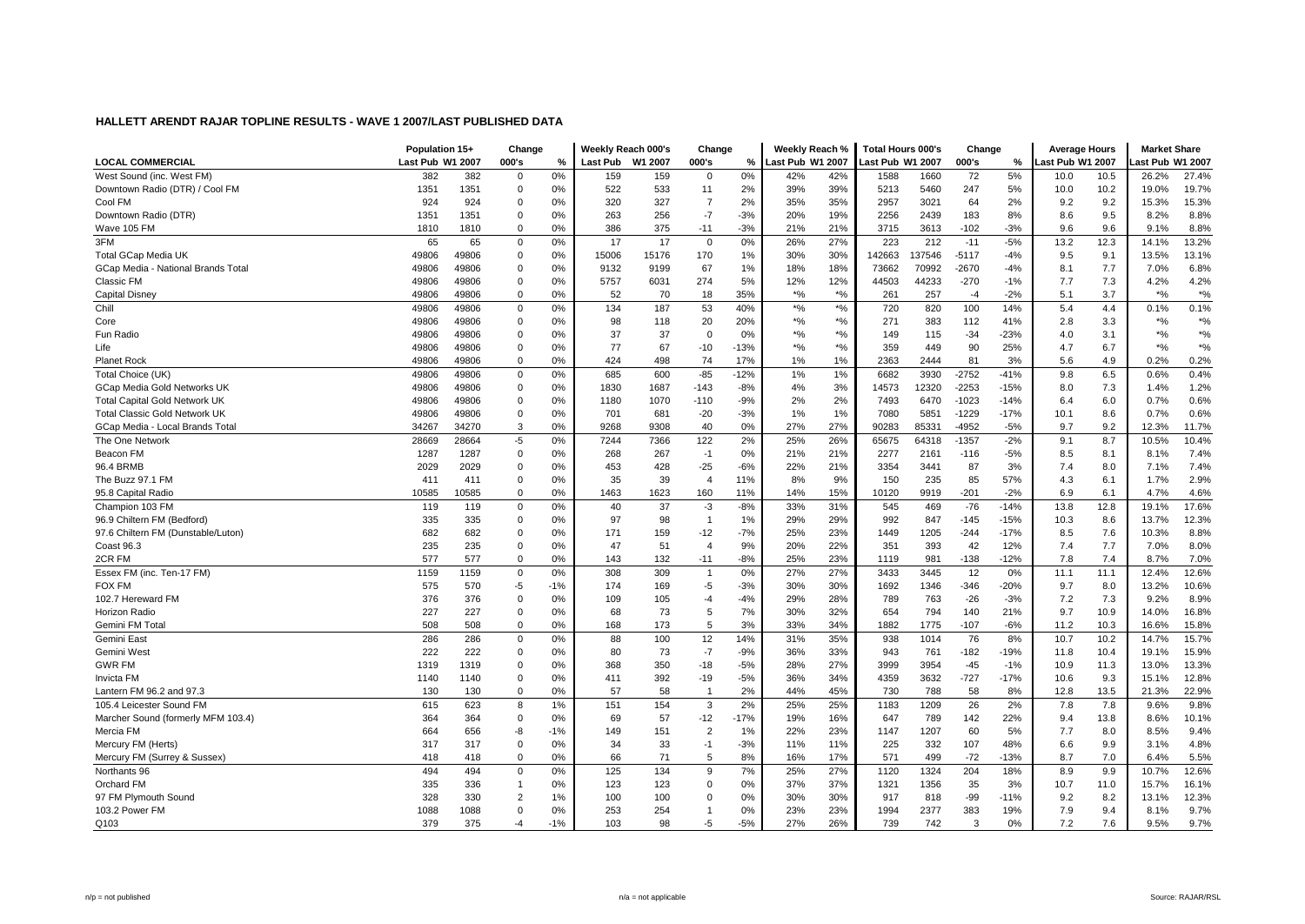## HALLETT ARENDT RAJAR TOPLINE RESULTS - WAVE 1 2007/LAST PUBLISHED DATA

| LOCAL COMMERCIAL | Population 15+ Last Pub | Population 15+ W1 2007 | Change 000's | Change % | Weekly Reach 000's Last Pub | Weekly Reach 000's W1 2007 | Change 000's | Change % | Weekly Reach % Last Pub | Weekly Reach % W1 2007 | Total Hours 000's Last Pub | Total Hours 000's W1 2007 | Change 000's | Change % | Average Hours Last Pub | Average Hours W1 2007 | Market Share Last Pub | Market Share W1 2007 |
|---|---|---|---|---|---|---|---|---|---|---|---|---|---|---|---|---|---|---|
| West Sound (inc. West FM) | 382 | 382 | 0 | 0% | 159 | 159 | 0 | 0% | 42% | 42% | 1588 | 1660 | 72 | 5% | 10.0 | 10.5 | 26.2% | 27.4% |
| Downtown Radio (DTR) / Cool FM | 1351 | 1351 | 0 | 0% | 522 | 533 | 11 | 2% | 39% | 39% | 5213 | 5460 | 247 | 5% | 10.0 | 10.2 | 19.0% | 19.7% |
| Cool FM | 924 | 924 | 0 | 0% | 320 | 327 | 7 | 2% | 35% | 35% | 2957 | 3021 | 64 | 2% | 9.2 | 9.2 | 15.3% | 15.3% |
| Downtown Radio (DTR) | 1351 | 1351 | 0 | 0% | 263 | 256 | -7 | -3% | 20% | 19% | 2256 | 2439 | 183 | 8% | 8.6 | 9.5 | 8.2% | 8.8% |
| Wave 105 FM | 1810 | 1810 | 0 | 0% | 386 | 375 | -11 | -3% | 21% | 21% | 3715 | 3613 | -102 | -3% | 9.6 | 9.6 | 9.1% | 8.8% |
| 3FM | 65 | 65 | 0 | 0% | 17 | 17 | 0 | 0% | 26% | 27% | 223 | 212 | -11 | -5% | 13.2 | 12.3 | 14.1% | 13.2% |
| Total GCap Media UK | 49806 | 49806 | 0 | 0% | 15006 | 15176 | 170 | 1% | 30% | 30% | 142663 | 137546 | -5117 | -4% | 9.5 | 9.1 | 13.5% | 13.1% |
| GCap Media - National Brands Total | 49806 | 49806 | 0 | 0% | 9132 | 9199 | 67 | 1% | 18% | 18% | 73662 | 70992 | -2670 | -4% | 8.1 | 7.7 | 7.0% | 6.8% |
| Classic FM | 49806 | 49806 | 0 | 0% | 5757 | 6031 | 274 | 5% | 12% | 12% | 44503 | 44233 | -270 | -1% | 7.7 | 7.3 | 4.2% | 4.2% |
| Capital Disney | 49806 | 49806 | 0 | 0% | 52 | 70 | 18 | 35% | *% | *% | 261 | 257 | -4 | -2% | 5.1 | 3.7 | *% | *% |
| Chill | 49806 | 49806 | 0 | 0% | 134 | 187 | 53 | 40% | *% | *% | 720 | 820 | 100 | 14% | 5.4 | 4.4 | 0.1% | 0.1% |
| Core | 49806 | 49806 | 0 | 0% | 98 | 118 | 20 | 20% | *% | *% | 271 | 383 | 112 | 41% | 2.8 | 3.3 | *% | *% |
| Fun Radio | 49806 | 49806 | 0 | 0% | 37 | 37 | 0 | 0% | *% | *% | 149 | 115 | -34 | -23% | 4.0 | 3.1 | *% | *% |
| Life | 49806 | 49806 | 0 | 0% | 77 | 67 | -10 | -13% | *% | *% | 359 | 449 | 90 | 25% | 4.7 | 6.7 | *% | *% |
| Planet Rock | 49806 | 49806 | 0 | 0% | 424 | 498 | 74 | 17% | 1% | 1% | 2363 | 2444 | 81 | 3% | 5.6 | 4.9 | 0.2% | 0.2% |
| Total Choice (UK) | 49806 | 49806 | 0 | 0% | 685 | 600 | -85 | -12% | 1% | 1% | 6682 | 3930 | -2752 | -41% | 9.8 | 6.5 | 0.6% | 0.4% |
| GCap Media Gold Networks UK | 49806 | 49806 | 0 | 0% | 1830 | 1687 | -143 | -8% | 4% | 3% | 14573 | 12320 | -2253 | -15% | 8.0 | 7.3 | 1.4% | 1.2% |
| Total Capital Gold Network UK | 49806 | 49806 | 0 | 0% | 1180 | 1070 | -110 | -9% | 2% | 2% | 7493 | 6470 | -1023 | -14% | 6.4 | 6.0 | 0.7% | 0.6% |
| Total Classic Gold Network UK | 49806 | 49806 | 0 | 0% | 701 | 681 | -20 | -3% | 1% | 1% | 7080 | 5851 | -1229 | -17% | 10.1 | 8.6 | 0.7% | 0.6% |
| GCap Media - Local Brands Total | 34267 | 34270 | 3 | 0% | 9268 | 9308 | 40 | 0% | 27% | 27% | 90283 | 85331 | -4952 | -5% | 9.7 | 9.2 | 12.3% | 11.7% |
| The One Network | 28669 | 28664 | -5 | 0% | 7244 | 7366 | 122 | 2% | 25% | 26% | 65675 | 64318 | -1357 | -2% | 9.1 | 8.7 | 10.5% | 10.4% |
| Beacon FM | 1287 | 1287 | 0 | 0% | 268 | 267 | -1 | 0% | 21% | 21% | 2277 | 2161 | -116 | -5% | 8.5 | 8.1 | 8.1% | 7.4% |
| 96.4 BRMB | 2029 | 2029 | 0 | 0% | 453 | 428 | -25 | -6% | 22% | 21% | 3354 | 3441 | 87 | 3% | 7.4 | 8.0 | 7.1% | 7.4% |
| The Buzz 97.1 FM | 411 | 411 | 0 | 0% | 35 | 39 | 4 | 11% | 8% | 9% | 150 | 235 | 85 | 57% | 4.3 | 6.1 | 1.7% | 2.9% |
| 95.8 Capital Radio | 10585 | 10585 | 0 | 0% | 1463 | 1623 | 160 | 11% | 14% | 15% | 10120 | 9919 | -201 | -2% | 6.9 | 6.1 | 4.7% | 4.6% |
| Champion 103 FM | 119 | 119 | 0 | 0% | 40 | 37 | -3 | -8% | 33% | 31% | 545 | 469 | -76 | -14% | 13.8 | 12.8 | 19.1% | 17.6% |
| 96.9 Chiltern FM (Bedford) | 335 | 335 | 0 | 0% | 97 | 98 | 1 | 1% | 29% | 29% | 992 | 847 | -145 | -15% | 10.3 | 8.6 | 13.7% | 12.3% |
| 97.6 Chiltern FM (Dunstable/Luton) | 682 | 682 | 0 | 0% | 171 | 159 | -12 | -7% | 25% | 23% | 1449 | 1205 | -244 | -17% | 8.5 | 7.6 | 10.3% | 8.8% |
| Coast 96.3 | 235 | 235 | 0 | 0% | 47 | 51 | 4 | 9% | 20% | 22% | 351 | 393 | 42 | 12% | 7.4 | 7.7 | 7.0% | 8.0% |
| 2CR FM | 577 | 577 | 0 | 0% | 143 | 132 | -11 | -8% | 25% | 23% | 1119 | 981 | -138 | -12% | 7.8 | 7.4 | 8.7% | 7.0% |
| Essex FM (inc. Ten-17 FM) | 1159 | 1159 | 0 | 0% | 308 | 309 | 1 | 0% | 27% | 27% | 3433 | 3445 | 12 | 0% | 11.1 | 11.1 | 12.4% | 12.6% |
| FOX FM | 575 | 570 | -5 | -1% | 174 | 169 | -5 | -3% | 30% | 30% | 1692 | 1346 | -346 | -20% | 9.7 | 8.0 | 13.2% | 10.6% |
| 102.7 Hereward FM | 376 | 376 | 0 | 0% | 109 | 105 | -4 | -4% | 29% | 28% | 789 | 763 | -26 | -3% | 7.2 | 7.3 | 9.2% | 8.9% |
| Horizon Radio | 227 | 227 | 0 | 0% | 68 | 73 | 5 | 7% | 30% | 32% | 654 | 794 | 140 | 21% | 9.7 | 10.9 | 14.0% | 16.8% |
| Gemini FM Total | 508 | 508 | 0 | 0% | 168 | 173 | 5 | 3% | 33% | 34% | 1882 | 1775 | -107 | -6% | 11.2 | 10.3 | 16.6% | 15.8% |
| Gemini East | 286 | 286 | 0 | 0% | 88 | 100 | 12 | 14% | 31% | 35% | 938 | 1014 | 76 | 8% | 10.7 | 10.2 | 14.7% | 15.7% |
| Gemini West | 222 | 222 | 0 | 0% | 80 | 73 | -7 | -9% | 36% | 33% | 943 | 761 | -182 | -19% | 11.8 | 10.4 | 19.1% | 15.9% |
| GWR FM | 1319 | 1319 | 0 | 0% | 368 | 350 | -18 | -5% | 28% | 27% | 3999 | 3954 | -45 | -1% | 10.9 | 11.3 | 13.0% | 13.3% |
| Invicta FM | 1140 | 1140 | 0 | 0% | 411 | 392 | -19 | -5% | 36% | 34% | 4359 | 3632 | -727 | -17% | 10.6 | 9.3 | 15.1% | 12.8% |
| Lantern FM 96.2 and 97.3 | 130 | 130 | 0 | 0% | 57 | 58 | 1 | 2% | 44% | 45% | 730 | 788 | 58 | 8% | 12.8 | 13.5 | 21.3% | 22.9% |
| 105.4 Leicester Sound FM | 615 | 623 | 8 | 1% | 151 | 154 | 3 | 2% | 25% | 25% | 1183 | 1209 | 26 | 2% | 7.8 | 7.8 | 9.6% | 9.8% |
| Marcher Sound (formerly MFM 103.4) | 364 | 364 | 0 | 0% | 69 | 57 | -12 | -17% | 19% | 16% | 647 | 789 | 142 | 22% | 9.4 | 13.8 | 8.6% | 10.1% |
| Mercia FM | 664 | 656 | -8 | -1% | 149 | 151 | 2 | 1% | 22% | 23% | 1147 | 1207 | 60 | 5% | 7.7 | 8.0 | 8.5% | 9.4% |
| Mercury FM (Herts) | 317 | 317 | 0 | 0% | 34 | 33 | -1 | -3% | 11% | 11% | 225 | 332 | 107 | 48% | 6.6 | 9.9 | 3.1% | 4.8% |
| Mercury FM (Surrey & Sussex) | 418 | 418 | 0 | 0% | 66 | 71 | 5 | 8% | 16% | 17% | 571 | 499 | -72 | -13% | 8.7 | 7.0 | 6.4% | 5.5% |
| Northants 96 | 494 | 494 | 0 | 0% | 125 | 134 | 9 | 7% | 25% | 27% | 1120 | 1324 | 204 | 18% | 8.9 | 9.9 | 10.7% | 12.6% |
| Orchard FM | 335 | 336 | 1 | 0% | 123 | 123 | 0 | 0% | 37% | 37% | 1321 | 1356 | 35 | 3% | 10.7 | 11.0 | 15.7% | 16.1% |
| 97 FM Plymouth Sound | 328 | 330 | 2 | 1% | 100 | 100 | 0 | 0% | 30% | 30% | 917 | 818 | -99 | -11% | 9.2 | 8.2 | 13.1% | 12.3% |
| 103.2 Power FM | 1088 | 1088 | 0 | 0% | 253 | 254 | 1 | 0% | 23% | 23% | 1994 | 2377 | 383 | 19% | 7.9 | 9.4 | 8.1% | 9.7% |
| Q103 | 379 | 375 | -4 | -1% | 103 | 98 | -5 | -5% | 27% | 26% | 739 | 742 | 3 | 0% | 7.2 | 7.6 | 9.5% | 9.7% |

n/p = not published | n/a = not applicable | Source: RAJAR/RSL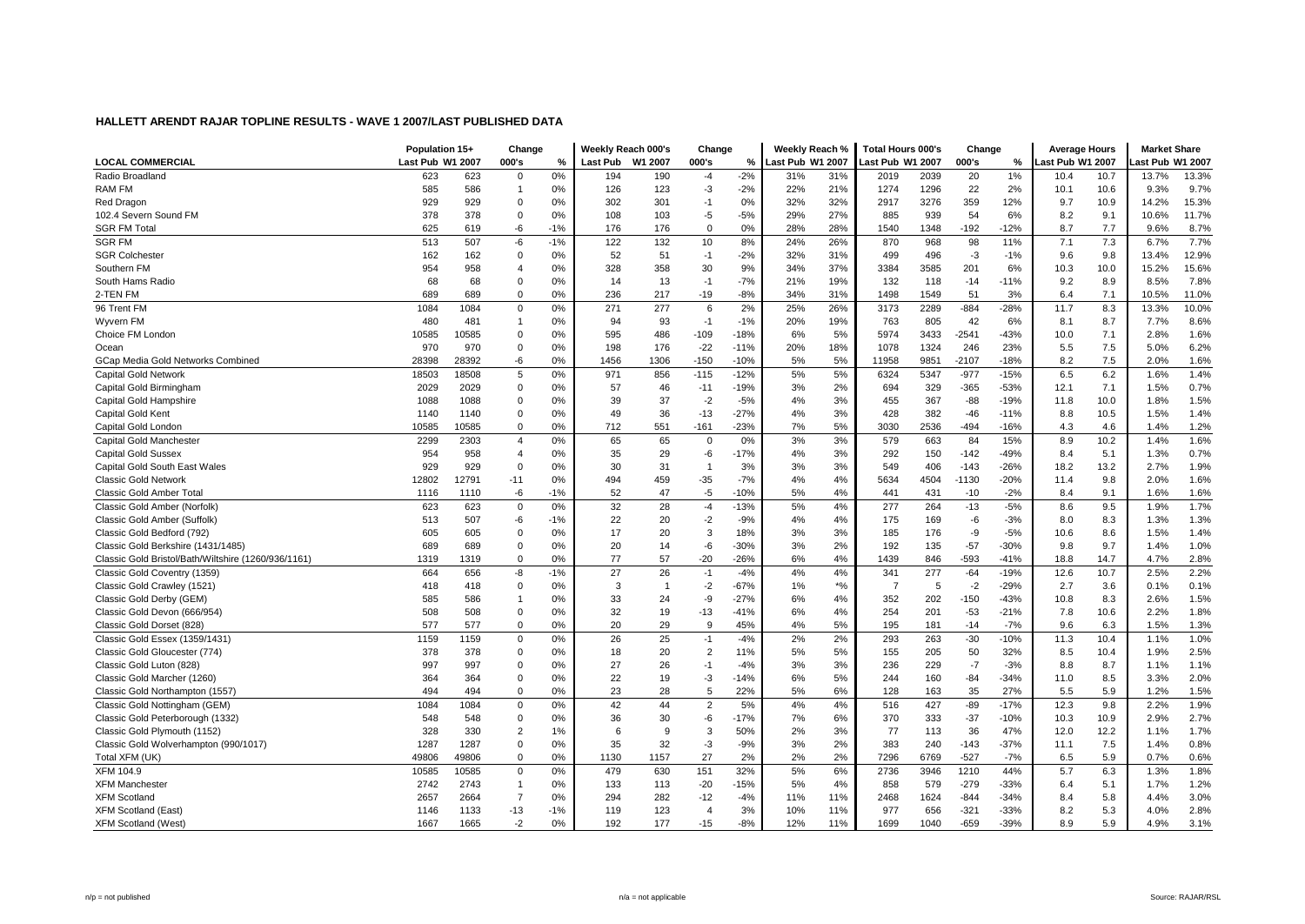## HALLETT ARENDT RAJAR TOPLINE RESULTS - WAVE 1 2007/LAST PUBLISHED DATA

| LOCAL COMMERCIAL | Population 15+ | | Change | | Weekly Reach 000's | | Change | | Weekly Reach % | | Total Hours 000's | | Change | | Average Hours | | Market Share | |
|---|---|---|---|---|---|---|---|---|---|---|---|---|---|---|---|---|---|---|
| | Last Pub | W1 2007 | 000's | % | Last Pub | W1 2007 | 000's | % | Last Pub | W1 2007 | Last Pub | W1 2007 | 000's | % | Last Pub | W1 2007 | Last Pub | W1 2007 |
| Radio Broadland | 623 | 623 | 0 | 0% | 194 | 190 | -4 | -2% | 31% | 31% | 2019 | 2039 | 20 | 1% | 10.4 | 10.7 | 13.7% | 13.3% |
| RAM FM | 585 | 586 | 1 | 0% | 126 | 123 | -3 | -2% | 22% | 21% | 1274 | 1296 | 22 | 2% | 10.1 | 10.6 | 9.3% | 9.7% |
| Red Dragon | 929 | 929 | 0 | 0% | 302 | 301 | -1 | 0% | 32% | 32% | 2917 | 3276 | 359 | 12% | 9.7 | 10.9 | 14.2% | 15.3% |
| 102.4 Severn Sound FM | 378 | 378 | 0 | 0% | 108 | 103 | -5 | -5% | 29% | 27% | 885 | 939 | 54 | 6% | 8.2 | 9.1 | 10.6% | 11.7% |
| SGR FM Total | 625 | 619 | -6 | -1% | 176 | 176 | 0 | 0% | 28% | 28% | 1540 | 1348 | -192 | -12% | 8.7 | 7.7 | 9.6% | 8.7% |
| SGR FM | 513 | 507 | -6 | -1% | 122 | 132 | 10 | 8% | 24% | 26% | 870 | 968 | 98 | 11% | 7.1 | 7.3 | 6.7% | 7.7% |
| SGR Colchester | 162 | 162 | 0 | 0% | 52 | 51 | -1 | -2% | 32% | 31% | 499 | 496 | -3 | -1% | 9.6 | 9.8 | 13.4% | 12.9% |
| Southern FM | 954 | 958 | 4 | 0% | 328 | 358 | 30 | 9% | 34% | 37% | 3384 | 3585 | 201 | 6% | 10.3 | 10.0 | 15.2% | 15.6% |
| South Hams Radio | 68 | 68 | 0 | 0% | 14 | 13 | -1 | -7% | 21% | 19% | 132 | 118 | -14 | -11% | 9.2 | 8.9 | 8.5% | 7.8% |
| 2-TEN FM | 689 | 689 | 0 | 0% | 236 | 217 | -19 | -8% | 34% | 31% | 1498 | 1549 | 51 | 3% | 6.4 | 7.1 | 10.5% | 11.0% |
| 96 Trent FM | 1084 | 1084 | 0 | 0% | 271 | 277 | 6 | 2% | 25% | 26% | 3173 | 2289 | -884 | -28% | 11.7 | 8.3 | 13.3% | 10.0% |
| Wyvern FM | 480 | 481 | 1 | 0% | 94 | 93 | -1 | -1% | 20% | 19% | 763 | 805 | 42 | 6% | 8.1 | 8.7 | 7.7% | 8.6% |
| Choice FM London | 10585 | 10585 | 0 | 0% | 595 | 486 | -109 | -18% | 6% | 5% | 5974 | 3433 | -2541 | -43% | 10.0 | 7.1 | 2.8% | 1.6% |
| Ocean | 970 | 970 | 0 | 0% | 198 | 176 | -22 | -11% | 20% | 18% | 1078 | 1324 | 246 | 23% | 5.5 | 7.5 | 5.0% | 6.2% |
| GCap Media Gold Networks Combined | 28398 | 28392 | -6 | 0% | 1456 | 1306 | -150 | -10% | 5% | 5% | 11958 | 9851 | -2107 | -18% | 8.2 | 7.5 | 2.0% | 1.6% |
| Capital Gold Network | 18503 | 18508 | 5 | 0% | 971 | 856 | -115 | -12% | 5% | 5% | 6324 | 5347 | -977 | -15% | 6.5 | 6.2 | 1.6% | 1.4% |
| Capital Gold Birmingham | 2029 | 2029 | 0 | 0% | 57 | 46 | -11 | -19% | 3% | 2% | 694 | 329 | -365 | -53% | 12.1 | 7.1 | 1.5% | 0.7% |
| Capital Gold Hampshire | 1088 | 1088 | 0 | 0% | 39 | 37 | -2 | -5% | 4% | 3% | 455 | 367 | -88 | -19% | 11.8 | 10.0 | 1.8% | 1.5% |
| Capital Gold Kent | 1140 | 1140 | 0 | 0% | 49 | 36 | -13 | -27% | 4% | 3% | 428 | 382 | -46 | -11% | 8.8 | 10.5 | 1.5% | 1.4% |
| Capital Gold London | 10585 | 10585 | 0 | 0% | 712 | 551 | -161 | -23% | 7% | 5% | 3030 | 2536 | -494 | -16% | 4.3 | 4.6 | 1.4% | 1.2% |
| Capital Gold Manchester | 2299 | 2303 | 4 | 0% | 65 | 65 | 0 | 0% | 3% | 3% | 579 | 663 | 84 | 15% | 8.9 | 10.2 | 1.4% | 1.6% |
| Capital Gold Sussex | 954 | 958 | 4 | 0% | 35 | 29 | -6 | -17% | 4% | 3% | 292 | 150 | -142 | -49% | 8.4 | 5.1 | 1.3% | 0.7% |
| Capital Gold South East Wales | 929 | 929 | 0 | 0% | 30 | 31 | 1 | 3% | 3% | 3% | 549 | 406 | -143 | -26% | 18.2 | 13.2 | 2.7% | 1.9% |
| Classic Gold Network | 12802 | 12791 | -11 | 0% | 494 | 459 | -35 | -7% | 4% | 4% | 5634 | 4504 | -1130 | -20% | 11.4 | 9.8 | 2.0% | 1.6% |
| Classic Gold Amber Total | 1116 | 1110 | -6 | -1% | 52 | 47 | -5 | -10% | 5% | 4% | 441 | 431 | -10 | -2% | 8.4 | 9.1 | 1.6% | 1.6% |
| Classic Gold Amber (Norfolk) | 623 | 623 | 0 | 0% | 32 | 28 | -4 | -13% | 5% | 4% | 277 | 264 | -13 | -5% | 8.6 | 9.5 | 1.9% | 1.7% |
| Classic Gold Amber (Suffolk) | 513 | 507 | -6 | -1% | 22 | 20 | -2 | -9% | 4% | 4% | 175 | 169 | -6 | -3% | 8.0 | 8.3 | 1.3% | 1.3% |
| Classic Gold Bedford (792) | 605 | 605 | 0 | 0% | 17 | 20 | 3 | 18% | 3% | 3% | 185 | 176 | -9 | -5% | 10.6 | 8.6 | 1.5% | 1.4% |
| Classic Gold Berkshire (1431/1485) | 689 | 689 | 0 | 0% | 20 | 14 | -6 | -30% | 3% | 2% | 192 | 135 | -57 | -30% | 9.8 | 9.7 | 1.4% | 1.0% |
| Classic Gold Bristol/Bath/Wiltshire (1260/936/1161) | 1319 | 1319 | 0 | 0% | 77 | 57 | -20 | -26% | 6% | 4% | 1439 | 846 | -593 | -41% | 18.8 | 14.7 | 4.7% | 2.8% |
| Classic Gold Coventry (1359) | 664 | 656 | -8 | -1% | 27 | 26 | -1 | -4% | 4% | 4% | 341 | 277 | -64 | -19% | 12.6 | 10.7 | 2.5% | 2.2% |
| Classic Gold Crawley (1521) | 418 | 418 | 0 | 0% | 3 | 1 | -2 | -67% | 1% | *% | 7 | 5 | -2 | -29% | 2.7 | 3.6 | 0.1% | 0.1% |
| Classic Gold Derby (GEM) | 585 | 586 | 1 | 0% | 33 | 24 | -9 | -27% | 6% | 4% | 352 | 202 | -150 | -43% | 10.8 | 8.3 | 2.6% | 1.5% |
| Classic Gold Devon (666/954) | 508 | 508 | 0 | 0% | 32 | 19 | -13 | -41% | 6% | 4% | 254 | 201 | -53 | -21% | 7.8 | 10.6 | 2.2% | 1.8% |
| Classic Gold Dorset (828) | 577 | 577 | 0 | 0% | 20 | 29 | 9 | 45% | 4% | 5% | 195 | 181 | -14 | -7% | 9.6 | 6.3 | 1.5% | 1.3% |
| Classic Gold Essex (1359/1431) | 1159 | 1159 | 0 | 0% | 26 | 25 | -1 | -4% | 2% | 2% | 293 | 263 | -30 | -10% | 11.3 | 10.4 | 1.1% | 1.0% |
| Classic Gold Gloucester (774) | 378 | 378 | 0 | 0% | 18 | 20 | 2 | 11% | 5% | 5% | 155 | 205 | 50 | 32% | 8.5 | 10.4 | 1.9% | 2.5% |
| Classic Gold Luton (828) | 997 | 997 | 0 | 0% | 27 | 26 | -1 | -4% | 3% | 3% | 236 | 229 | -7 | -3% | 8.8 | 8.7 | 1.1% | 1.1% |
| Classic Gold Marcher (1260) | 364 | 364 | 0 | 0% | 22 | 19 | -3 | -14% | 6% | 5% | 244 | 160 | -84 | -34% | 11.0 | 8.5 | 3.3% | 2.0% |
| Classic Gold Northampton (1557) | 494 | 494 | 0 | 0% | 23 | 28 | 5 | 22% | 5% | 6% | 128 | 163 | 35 | 27% | 5.5 | 5.9 | 1.2% | 1.5% |
| Classic Gold Nottingham (GEM) | 1084 | 1084 | 0 | 0% | 42 | 44 | 2 | 5% | 4% | 4% | 516 | 427 | -89 | -17% | 12.3 | 9.8 | 2.2% | 1.9% |
| Classic Gold Peterborough (1332) | 548 | 548 | 0 | 0% | 36 | 30 | -6 | -17% | 7% | 6% | 370 | 333 | -37 | -10% | 10.3 | 10.9 | 2.9% | 2.7% |
| Classic Gold Plymouth (1152) | 328 | 330 | 2 | 1% | 6 | 9 | 3 | 50% | 2% | 3% | 77 | 113 | 36 | 47% | 12.0 | 12.2 | 1.1% | 1.7% |
| Classic Gold Wolverhampton (990/1017) | 1287 | 1287 | 0 | 0% | 35 | 32 | -3 | -9% | 3% | 2% | 383 | 240 | -143 | -37% | 11.1 | 7.5 | 1.4% | 0.8% |
| Total XFM (UK) | 49806 | 49806 | 0 | 0% | 1130 | 1157 | 27 | 2% | 2% | 2% | 7296 | 6769 | -527 | -7% | 6.5 | 5.9 | 0.7% | 0.6% |
| XFM 104.9 | 10585 | 10585 | 0 | 0% | 479 | 630 | 151 | 32% | 5% | 6% | 2736 | 3946 | 1210 | 44% | 5.7 | 6.3 | 1.3% | 1.8% |
| XFM Manchester | 2742 | 2743 | 1 | 0% | 133 | 113 | -20 | -15% | 5% | 4% | 858 | 579 | -279 | -33% | 6.4 | 5.1 | 1.7% | 1.2% |
| XFM Scotland | 2657 | 2664 | 7 | 0% | 294 | 282 | -12 | -4% | 11% | 11% | 2468 | 1624 | -844 | -34% | 8.4 | 5.8 | 4.4% | 3.0% |
| XFM Scotland (East) | 1146 | 1133 | -13 | -1% | 119 | 123 | 4 | 3% | 10% | 11% | 977 | 656 | -321 | -33% | 8.2 | 5.3 | 4.0% | 2.8% |
| XFM Scotland (West) | 1667 | 1665 | -2 | 0% | 192 | 177 | -15 | -8% | 12% | 11% | 1699 | 1040 | -659 | -39% | 8.9 | 5.9 | 4.9% | 3.1% |

n/p = not published    n/a = not applicable    Source: RAJAR/RSL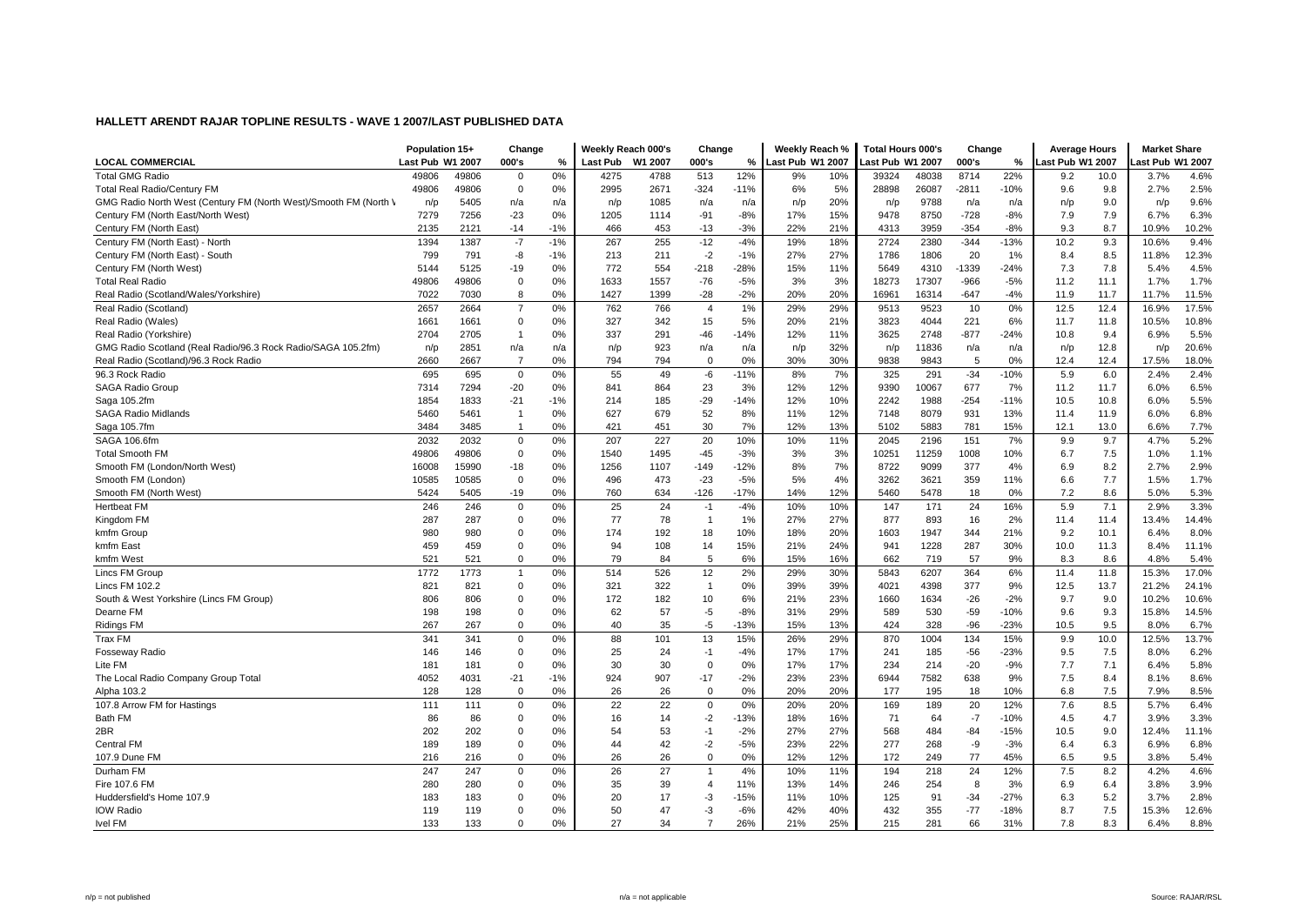## HALLETT ARENDT RAJAR TOPLINE RESULTS - WAVE 1 2007/LAST PUBLISHED DATA

| LOCAL COMMERCIAL | Population 15+ | | Change | | Weekly Reach 000's | | Change | | Weekly Reach % | | Total Hours 000's | | Change | | Average Hours | | Market Share | |
|---|---|---|---|---|---|---|---|---|---|---|---|---|---|---|---|---|---|---|
| | Last Pub | W1 2007 | 000's | % | Last Pub | W1 2007 | 000's | % | Last Pub | W1 2007 | Last Pub | W1 2007 | 000's | % | Last Pub | W1 2007 | Last Pub | W1 2007 |
| Total GMG Radio | 49806 | 49806 | 0 | 0% | 4275 | 4788 | 513 | 12% | 9% | 10% | 39324 | 48038 | 8714 | 22% | 9.2 | 10.0 | 3.7% | 4.6% |
| Total Real Radio/Century FM | 49806 | 49806 | 0 | 0% | 2995 | 2671 | -324 | -11% | 6% | 5% | 28898 | 26087 | -2811 | -10% | 9.6 | 9.8 | 2.7% | 2.5% |
| GMG Radio North West (Century FM (North West)/Smooth FM (North W | n/p | 5405 | n/a | n/a | n/p | 1085 | n/a | n/a | n/p | 20% | n/p | 9788 | n/a | n/a | n/p | 9.0 | n/p | 9.6% |
| Century FM (North East/North West) | 7279 | 7256 | -23 | 0% | 1205 | 1114 | -91 | -8% | 17% | 15% | 9478 | 8750 | -728 | -8% | 7.9 | 7.9 | 6.7% | 6.3% |
| Century FM (North East) | 2135 | 2121 | -14 | -1% | 466 | 453 | -13 | -3% | 22% | 21% | 4313 | 3959 | -354 | -8% | 9.3 | 8.7 | 10.9% | 10.2% |
| Century FM (North East) - North | 1394 | 1387 | -7 | -1% | 267 | 255 | -12 | -4% | 19% | 18% | 2724 | 2380 | -344 | -13% | 10.2 | 9.3 | 10.6% | 9.4% |
| Century FM (North East) - South | 799 | 791 | -8 | -1% | 213 | 211 | -2 | -1% | 27% | 27% | 1786 | 1806 | 20 | 1% | 8.4 | 8.5 | 11.8% | 12.3% |
| Century FM (North West) | 5144 | 5125 | -19 | 0% | 772 | 554 | -218 | -28% | 15% | 11% | 5649 | 4310 | -1339 | -24% | 7.3 | 7.8 | 5.4% | 4.5% |
| Total Real Radio | 49806 | 49806 | 0 | 0% | 1633 | 1557 | -76 | -5% | 3% | 3% | 18273 | 17307 | -966 | -5% | 11.2 | 11.1 | 1.7% | 1.7% |
| Real Radio (Scotland/Wales/Yorkshire) | 7022 | 7030 | 8 | 0% | 1427 | 1399 | -28 | -2% | 20% | 20% | 16961 | 16314 | -647 | -4% | 11.9 | 11.7 | 11.7% | 11.5% |
| Real Radio (Scotland) | 2657 | 2664 | 7 | 0% | 762 | 766 | 4 | 1% | 29% | 29% | 9513 | 9523 | 10 | 0% | 12.5 | 12.4 | 16.9% | 17.5% |
| Real Radio (Wales) | 1661 | 1661 | 0 | 0% | 327 | 342 | 15 | 5% | 20% | 21% | 3823 | 4044 | 221 | 6% | 11.7 | 11.8 | 10.5% | 10.8% |
| Real Radio (Yorkshire) | 2704 | 2705 | 1 | 0% | 337 | 291 | -46 | -14% | 12% | 11% | 3625 | 2748 | -877 | -24% | 10.8 | 9.4 | 6.9% | 5.5% |
| GMG Radio Scotland (Real Radio/96.3 Rock Radio/SAGA 105.2fm) | n/p | 2851 | n/a | n/a | n/p | 923 | n/a | n/a | n/p | 32% | n/p | 11836 | n/a | n/a | n/p | 12.8 | n/p | 20.6% |
| Real Radio (Scotland)/96.3 Rock Radio | 2660 | 2667 | 7 | 0% | 794 | 794 | 0 | 0% | 30% | 30% | 9838 | 9843 | 5 | 0% | 12.4 | 12.4 | 17.5% | 18.0% |
| 96.3 Rock Radio | 695 | 695 | 0 | 0% | 55 | 49 | -6 | -11% | 8% | 7% | 325 | 291 | -34 | -10% | 5.9 | 6.0 | 2.4% | 2.4% |
| SAGA Radio Group | 7314 | 7294 | -20 | 0% | 841 | 864 | 23 | 3% | 12% | 12% | 9390 | 10067 | 677 | 7% | 11.2 | 11.7 | 6.0% | 6.5% |
| Saga 105.2fm | 1854 | 1833 | -21 | -1% | 214 | 185 | -29 | -14% | 12% | 10% | 2242 | 1988 | -254 | -11% | 10.5 | 10.8 | 6.0% | 5.5% |
| SAGA Radio Midlands | 5460 | 5461 | 1 | 0% | 627 | 679 | 52 | 8% | 11% | 12% | 7148 | 8079 | 931 | 13% | 11.4 | 11.9 | 6.0% | 6.8% |
| Saga 105.7fm | 3484 | 3485 | 1 | 0% | 421 | 451 | 30 | 7% | 12% | 13% | 5102 | 5883 | 781 | 15% | 12.1 | 13.0 | 6.6% | 7.7% |
| SAGA 106.6fm | 2032 | 2032 | 0 | 0% | 207 | 227 | 20 | 10% | 10% | 11% | 2045 | 2196 | 151 | 7% | 9.9 | 9.7 | 4.7% | 5.2% |
| Total Smooth FM | 49806 | 49806 | 0 | 0% | 1540 | 1495 | -45 | -3% | 3% | 3% | 10251 | 11259 | 1008 | 10% | 6.7 | 7.5 | 1.0% | 1.1% |
| Smooth FM (London/North West) | 16008 | 15990 | -18 | 0% | 1256 | 1107 | -149 | -12% | 8% | 7% | 8722 | 9099 | 377 | 4% | 6.9 | 8.2 | 2.7% | 2.9% |
| Smooth FM (London) | 10585 | 10585 | 0 | 0% | 496 | 473 | -23 | -5% | 5% | 4% | 3262 | 3621 | 359 | 11% | 6.6 | 7.7 | 1.5% | 1.7% |
| Smooth FM (North West) | 5424 | 5405 | -19 | 0% | 760 | 634 | -126 | -17% | 14% | 12% | 5460 | 5478 | 18 | 0% | 7.2 | 8.6 | 5.0% | 5.3% |
| Hertbeat FM | 246 | 246 | 0 | 0% | 25 | 24 | -1 | -4% | 10% | 10% | 147 | 171 | 24 | 16% | 5.9 | 7.1 | 2.9% | 3.3% |
| Kingdom FM | 287 | 287 | 0 | 0% | 77 | 78 | 1 | 1% | 27% | 27% | 877 | 893 | 16 | 2% | 11.4 | 11.4 | 13.4% | 14.4% |
| kmfm Group | 980 | 980 | 0 | 0% | 174 | 192 | 18 | 10% | 18% | 20% | 1603 | 1947 | 344 | 21% | 9.2 | 10.1 | 6.4% | 8.0% |
| kmfm East | 459 | 459 | 0 | 0% | 94 | 108 | 14 | 15% | 21% | 24% | 941 | 1228 | 287 | 30% | 10.0 | 11.3 | 8.4% | 11.1% |
| kmfm West | 521 | 521 | 0 | 0% | 79 | 84 | 5 | 6% | 15% | 16% | 662 | 719 | 57 | 9% | 8.3 | 8.6 | 4.8% | 5.4% |
| Lincs FM Group | 1772 | 1773 | 1 | 0% | 514 | 526 | 12 | 2% | 29% | 30% | 5843 | 6207 | 364 | 6% | 11.4 | 11.8 | 15.3% | 17.0% |
| Lincs FM 102.2 | 821 | 821 | 0 | 0% | 321 | 322 | 1 | 0% | 39% | 39% | 4021 | 4398 | 377 | 9% | 12.5 | 13.7 | 21.2% | 24.1% |
| South & West Yorkshire (Lincs FM Group) | 806 | 806 | 0 | 0% | 172 | 182 | 10 | 6% | 21% | 23% | 1660 | 1634 | -26 | -2% | 9.7 | 9.0 | 10.2% | 10.6% |
| Dearne FM | 198 | 198 | 0 | 0% | 62 | 57 | -5 | -8% | 31% | 29% | 589 | 530 | -59 | -10% | 9.6 | 9.3 | 15.8% | 14.5% |
| Ridings FM | 267 | 267 | 0 | 0% | 40 | 35 | -5 | -13% | 15% | 13% | 424 | 328 | -96 | -23% | 10.5 | 9.5 | 8.0% | 6.7% |
| Trax FM | 341 | 341 | 0 | 0% | 88 | 101 | 13 | 15% | 26% | 29% | 870 | 1004 | 134 | 15% | 9.9 | 10.0 | 12.5% | 13.7% |
| Fosseway Radio | 146 | 146 | 0 | 0% | 25 | 24 | -1 | -4% | 17% | 17% | 241 | 185 | -56 | -23% | 9.5 | 7.5 | 8.0% | 6.2% |
| Lite FM | 181 | 181 | 0 | 0% | 30 | 30 | 0 | 0% | 17% | 17% | 234 | 214 | -20 | -9% | 7.7 | 7.1 | 6.4% | 5.8% |
| The Local Radio Company Group Total | 4052 | 4031 | -21 | -1% | 924 | 907 | -17 | -2% | 23% | 23% | 6944 | 7582 | 638 | 9% | 7.5 | 8.4 | 8.1% | 8.6% |
| Alpha 103.2 | 128 | 128 | 0 | 0% | 26 | 26 | 0 | 0% | 20% | 20% | 177 | 195 | 18 | 10% | 6.8 | 7.5 | 7.9% | 8.5% |
| 107.8 Arrow FM for Hastings | 111 | 111 | 0 | 0% | 22 | 22 | 0 | 0% | 20% | 20% | 169 | 189 | 20 | 12% | 7.6 | 8.5 | 5.7% | 6.4% |
| Bath FM | 86 | 86 | 0 | 0% | 16 | 14 | -2 | -13% | 18% | 16% | 71 | 64 | -7 | -10% | 4.5 | 4.7 | 3.9% | 3.3% |
| 2BR | 202 | 202 | 0 | 0% | 54 | 53 | -1 | -2% | 27% | 27% | 568 | 484 | -84 | -15% | 10.5 | 9.0 | 12.4% | 11.1% |
| Central FM | 189 | 189 | 0 | 0% | 44 | 42 | -2 | -5% | 23% | 22% | 277 | 268 | -9 | -3% | 6.4 | 6.3 | 6.9% | 6.8% |
| 107.9 Dune FM | 216 | 216 | 0 | 0% | 26 | 26 | 0 | 0% | 12% | 12% | 172 | 249 | 77 | 45% | 6.5 | 9.5 | 3.8% | 5.4% |
| Durham FM | 247 | 247 | 0 | 0% | 26 | 27 | 1 | 4% | 10% | 11% | 194 | 218 | 24 | 12% | 7.5 | 8.2 | 4.2% | 4.6% |
| Fire 107.6 FM | 280 | 280 | 0 | 0% | 35 | 39 | 4 | 11% | 13% | 14% | 246 | 254 | 8 | 3% | 6.9 | 6.4 | 3.8% | 3.9% |
| Huddersfield's Home 107.9 | 183 | 183 | 0 | 0% | 20 | 17 | -3 | -15% | 11% | 10% | 125 | 91 | -34 | -27% | 6.3 | 5.2 | 3.7% | 2.8% |
| IOW Radio | 119 | 119 | 0 | 0% | 50 | 47 | -3 | -6% | 42% | 40% | 432 | 355 | -77 | -18% | 8.7 | 7.5 | 15.3% | 12.6% |
| Ivel FM | 133 | 133 | 0 | 0% | 27 | 34 | 7 | 26% | 21% | 25% | 215 | 281 | 66 | 31% | 7.8 | 8.3 | 6.4% | 8.8% |

n/p = not published

n/a = not applicable

Source: RAJAR/RSL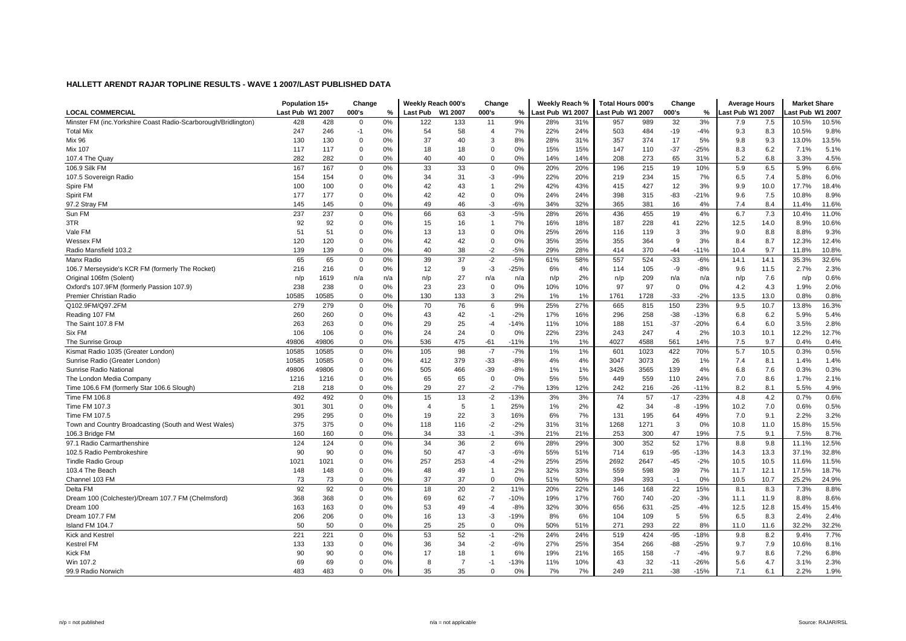# HALLETT ARENDT RAJAR TOPLINE RESULTS - WAVE 1 2007/LAST PUBLISHED DATA

| LOCAL COMMERCIAL | Population 15+ | | Change | | Weekly Reach 000's | | Change | | Weekly Reach % | | Total Hours 000's | | Change | | Average Hours | | Market Share | |
|---|---|---|---|---|---|---|---|---|---|---|---|---|---|---|---|---|---|---|
| | Last Pub | W1 2007 | 000's | % | Last Pub | W1 2007 | 000's | % | Last Pub | W1 2007 | Last Pub | W1 2007 | 000's | % | Last Pub | W1 2007 | Last Pub | W1 2007 |
| Minster FM (inc.Yorkshire Coast Radio-Scarborough/Bridlington) | 428 | 428 | 0 | 0% | 122 | 133 | 11 | 9% | 28% | 31% | 957 | 989 | 32 | 3% | 7.9 | 7.5 | 10.5% | 10.5% |
| Total Mix | 247 | 246 | -1 | 0% | 54 | 58 | 4 | 7% | 22% | 24% | 503 | 484 | -19 | -4% | 9.3 | 8.3 | 10.5% | 9.8% |
| Mix 96 | 130 | 130 | 0 | 0% | 37 | 40 | 3 | 8% | 28% | 31% | 357 | 374 | 17 | 5% | 9.8 | 9.3 | 13.0% | 13.5% |
| Mix 107 | 117 | 117 | 0 | 0% | 18 | 18 | 0 | 0% | 15% | 15% | 147 | 110 | -37 | -25% | 8.3 | 6.2 | 7.1% | 5.1% |
| 107.4 The Quay | 282 | 282 | 0 | 0% | 40 | 40 | 0 | 0% | 14% | 14% | 208 | 273 | 65 | 31% | 5.2 | 6.8 | 3.3% | 4.5% |
| 106.9 Silk FM | 167 | 167 | 0 | 0% | 33 | 33 | 0 | 0% | 20% | 20% | 196 | 215 | 19 | 10% | 5.9 | 6.5 | 5.9% | 6.6% |
| 107.5 Sovereign Radio | 154 | 154 | 0 | 0% | 34 | 31 | -3 | -9% | 22% | 20% | 219 | 234 | 15 | 7% | 6.5 | 7.4 | 5.8% | 6.0% |
| Spire FM | 100 | 100 | 0 | 0% | 42 | 43 | 1 | 2% | 42% | 43% | 415 | 427 | 12 | 3% | 9.9 | 10.0 | 17.7% | 18.4% |
| Spirit FM | 177 | 177 | 0 | 0% | 42 | 42 | 0 | 0% | 24% | 24% | 398 | 315 | -83 | -21% | 9.6 | 7.5 | 10.8% | 8.9% |
| 97.2 Stray FM | 145 | 145 | 0 | 0% | 49 | 46 | -3 | -6% | 34% | 32% | 365 | 381 | 16 | 4% | 7.4 | 8.4 | 11.4% | 11.6% |
| Sun FM | 237 | 237 | 0 | 0% | 66 | 63 | -3 | -5% | 28% | 26% | 436 | 455 | 19 | 4% | 6.7 | 7.3 | 10.4% | 11.0% |
| 3TR | 92 | 92 | 0 | 0% | 15 | 16 | 1 | 7% | 16% | 18% | 187 | 228 | 41 | 22% | 12.5 | 14.0 | 8.9% | 10.6% |
| Vale FM | 51 | 51 | 0 | 0% | 13 | 13 | 0 | 0% | 25% | 26% | 116 | 119 | 3 | 3% | 9.0 | 8.8 | 8.8% | 9.3% |
| Wessex FM | 120 | 120 | 0 | 0% | 42 | 42 | 0 | 0% | 35% | 35% | 355 | 364 | 9 | 3% | 8.4 | 8.7 | 12.3% | 12.4% |
| Radio Mansfield 103.2 | 139 | 139 | 0 | 0% | 40 | 38 | -2 | -5% | 29% | 28% | 414 | 370 | -44 | -11% | 10.4 | 9.7 | 11.8% | 10.8% |
| Manx Radio | 65 | 65 | 0 | 0% | 39 | 37 | -2 | -5% | 61% | 58% | 557 | 524 | -33 | -6% | 14.1 | 14.1 | 35.3% | 32.6% |
| 106.7 Merseyside's KCR FM (formerly The Rocket) | 216 | 216 | 0 | 0% | 12 | 9 | -3 | -25% | 6% | 4% | 114 | 105 | -9 | -8% | 9.6 | 11.5 | 2.7% | 2.3% |
| Original 106fm (Solent) | n/p | 1619 | n/a | n/a | n/p | 27 | n/a | n/a | n/p | 2% | n/p | 209 | n/a | n/a | n/p | 7.6 | n/p | 0.6% |
| Oxford's 107.9FM (formerly Passion 107.9) | 238 | 238 | 0 | 0% | 23 | 23 | 0 | 0% | 10% | 10% | 97 | 97 | 0 | 0% | 4.2 | 4.3 | 1.9% | 2.0% |
| Premier Christian Radio | 10585 | 10585 | 0 | 0% | 130 | 133 | 3 | 2% | 1% | 1% | 1761 | 1728 | -33 | -2% | 13.5 | 13.0 | 0.8% | 0.8% |
| Q102.9FM/Q97.2FM | 279 | 279 | 0 | 0% | 70 | 76 | 6 | 9% | 25% | 27% | 665 | 815 | 150 | 23% | 9.5 | 10.7 | 13.8% | 16.3% |
| Reading 107 FM | 260 | 260 | 0 | 0% | 43 | 42 | -1 | -2% | 17% | 16% | 296 | 258 | -38 | -13% | 6.8 | 6.2 | 5.9% | 5.4% |
| The Saint 107.8 FM | 263 | 263 | 0 | 0% | 29 | 25 | -4 | -14% | 11% | 10% | 188 | 151 | -37 | -20% | 6.4 | 6.0 | 3.5% | 2.8% |
| Six FM | 106 | 106 | 0 | 0% | 24 | 24 | 0 | 0% | 22% | 23% | 243 | 247 | 4 | 2% | 10.3 | 10.1 | 12.2% | 12.7% |
| The Sunrise Group | 49806 | 49806 | 0 | 0% | 536 | 475 | -61 | -11% | 1% | 1% | 4027 | 4588 | 561 | 14% | 7.5 | 9.7 | 0.4% | 0.4% |
| Kismat Radio 1035 (Greater London) | 10585 | 10585 | 0 | 0% | 105 | 98 | -7 | -7% | 1% | 1% | 601 | 1023 | 422 | 70% | 5.7 | 10.5 | 0.3% | 0.5% |
| Sunrise Radio (Greater London) | 10585 | 10585 | 0 | 0% | 412 | 379 | -33 | -8% | 4% | 4% | 3047 | 3073 | 26 | 1% | 7.4 | 8.1 | 1.4% | 1.4% |
| Sunrise Radio National | 49806 | 49806 | 0 | 0% | 505 | 466 | -39 | -8% | 1% | 1% | 3426 | 3565 | 139 | 4% | 6.8 | 7.6 | 0.3% | 0.3% |
| The London Media Company | 1216 | 1216 | 0 | 0% | 65 | 65 | 0 | 0% | 5% | 5% | 449 | 559 | 110 | 24% | 7.0 | 8.6 | 1.7% | 2.1% |
| Time 106.6 FM (formerly Star 106.6 Slough) | 218 | 218 | 0 | 0% | 29 | 27 | -2 | -7% | 13% | 12% | 242 | 216 | -26 | -11% | 8.2 | 8.1 | 5.5% | 4.9% |
| Time FM 106.8 | 492 | 492 | 0 | 0% | 15 | 13 | -2 | -13% | 3% | 3% | 74 | 57 | -17 | -23% | 4.8 | 4.2 | 0.7% | 0.6% |
| Time FM 107.3 | 301 | 301 | 0 | 0% | 4 | 5 | 1 | 25% | 1% | 2% | 42 | 34 | -8 | -19% | 10.2 | 7.0 | 0.6% | 0.5% |
| Time FM 107.5 | 295 | 295 | 0 | 0% | 19 | 22 | 3 | 16% | 6% | 7% | 131 | 195 | 64 | 49% | 7.0 | 9.1 | 2.2% | 3.2% |
| Town and Country Broadcasting (South and West Wales) | 375 | 375 | 0 | 0% | 118 | 116 | -2 | -2% | 31% | 31% | 1268 | 1271 | 3 | 0% | 10.8 | 11.0 | 15.8% | 15.5% |
| 106.3 Bridge FM | 160 | 160 | 0 | 0% | 34 | 33 | -1 | -3% | 21% | 21% | 253 | 300 | 47 | 19% | 7.5 | 9.1 | 7.5% | 8.7% |
| 97.1 Radio Carmarthenshire | 124 | 124 | 0 | 0% | 34 | 36 | 2 | 6% | 28% | 29% | 300 | 352 | 52 | 17% | 8.8 | 9.8 | 11.1% | 12.5% |
| 102.5 Radio Pembrokeshire | 90 | 90 | 0 | 0% | 50 | 47 | -3 | -6% | 55% | 51% | 714 | 619 | -95 | -13% | 14.3 | 13.3 | 37.1% | 32.8% |
| Tindle Radio Group | 1021 | 1021 | 0 | 0% | 257 | 253 | -4 | -2% | 25% | 25% | 2692 | 2647 | -45 | -2% | 10.5 | 10.5 | 11.6% | 11.5% |
| 103.4 The Beach | 148 | 148 | 0 | 0% | 48 | 49 | 1 | 2% | 32% | 33% | 559 | 598 | 39 | 7% | 11.7 | 12.1 | 17.5% | 18.7% |
| Channel 103 FM | 73 | 73 | 0 | 0% | 37 | 37 | 0 | 0% | 51% | 50% | 394 | 393 | -1 | 0% | 10.5 | 10.7 | 25.2% | 24.9% |
| Delta FM | 92 | 92 | 0 | 0% | 18 | 20 | 2 | 11% | 20% | 22% | 146 | 168 | 22 | 15% | 8.1 | 8.3 | 7.3% | 8.8% |
| Dream 100 (Colchester)/Dream 107.7 FM (Chelmsford) | 368 | 368 | 0 | 0% | 69 | 62 | -7 | -10% | 19% | 17% | 760 | 740 | -20 | -3% | 11.1 | 11.9 | 8.8% | 8.6% |
| Dream 100 | 163 | 163 | 0 | 0% | 53 | 49 | -4 | -8% | 32% | 30% | 656 | 631 | -25 | -4% | 12.5 | 12.8 | 15.4% | 15.4% |
| Dream 107.7 FM | 206 | 206 | 0 | 0% | 16 | 13 | -3 | -19% | 8% | 6% | 104 | 109 | 5 | 5% | 6.5 | 8.3 | 2.4% | 2.4% |
| Island FM 104.7 | 50 | 50 | 0 | 0% | 25 | 25 | 0 | 0% | 50% | 51% | 271 | 293 | 22 | 8% | 11.0 | 11.6 | 32.2% | 32.2% |
| Kick and Kestrel | 221 | 221 | 0 | 0% | 53 | 52 | -1 | -2% | 24% | 24% | 519 | 424 | -95 | -18% | 9.8 | 8.2 | 9.4% | 7.7% |
| Kestrel FM | 133 | 133 | 0 | 0% | 36 | 34 | -2 | -6% | 27% | 25% | 354 | 266 | -88 | -25% | 9.7 | 7.9 | 10.6% | 8.1% |
| Kick FM | 90 | 90 | 0 | 0% | 17 | 18 | 1 | 6% | 19% | 21% | 165 | 158 | -7 | -4% | 9.7 | 8.6 | 7.2% | 6.8% |
| Win 107.2 | 69 | 69 | 0 | 0% | 8 | 7 | -1 | -13% | 11% | 10% | 43 | 32 | -11 | -26% | 5.6 | 4.7 | 3.1% | 2.3% |
| 99.9 Radio Norwich | 483 | 483 | 0 | 0% | 35 | 35 | 0 | 0% | 7% | 7% | 249 | 211 | -38 | -15% | 7.1 | 6.1 | 2.2% | 1.9% |

n/p = not published    n/a = not applicable    Source: RAJAR/RSL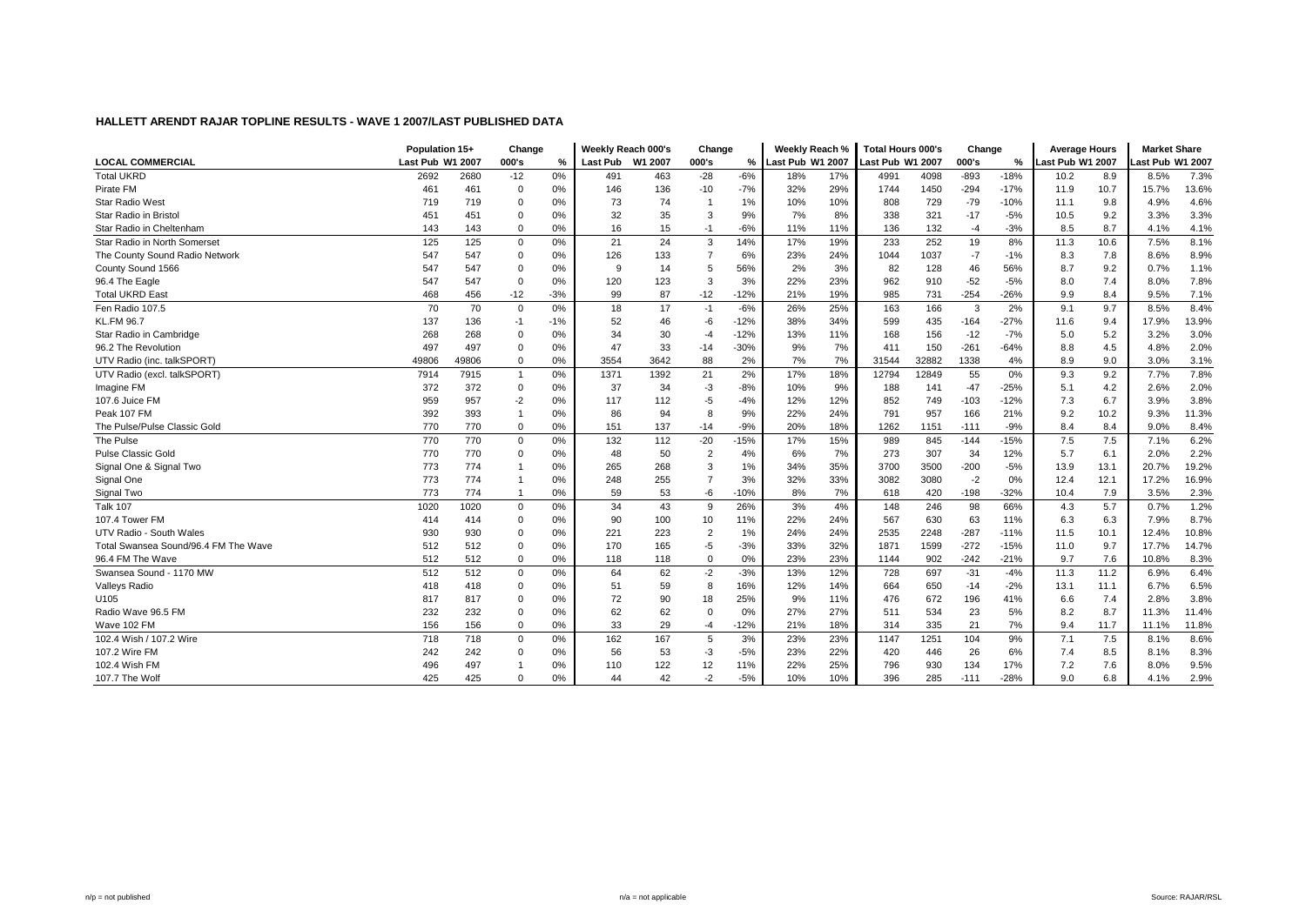### HALLETT ARENDT RAJAR TOPLINE RESULTS - WAVE 1 2007/LAST PUBLISHED DATA

| LOCAL COMMERCIAL | Population 15+ Last Pub | Population 15+ W1 2007 | Change 000's | Change % | Weekly Reach 000's Last Pub | Weekly Reach 000's W1 2007 | Change 000's | Change % | Weekly Reach % Last Pub | Weekly Reach % W1 2007 | Total Hours 000's Last Pub | Total Hours 000's W1 2007 | Change 000's | Change % | Average Hours Last Pub | Average Hours W1 2007 | Market Share Last Pub | Market Share W1 2007 |
|---|---|---|---|---|---|---|---|---|---|---|---|---|---|---|---|---|---|---|
| Total UKRD | 2692 | 2680 | -12 | 0% | 491 | 463 | -28 | -6% | 18% | 17% | 4991 | 4098 | -893 | -18% | 10.2 | 8.9 | 8.5% | 7.3% |
| Pirate FM | 461 | 461 | 0 | 0% | 146 | 136 | -10 | -7% | 32% | 29% | 1744 | 1450 | -294 | -17% | 11.9 | 10.7 | 15.7% | 13.6% |
| Star Radio West | 719 | 719 | 0 | 0% | 73 | 74 | 1 | 1% | 10% | 10% | 808 | 729 | -79 | -10% | 11.1 | 9.8 | 4.9% | 4.6% |
| Star Radio in Bristol | 451 | 451 | 0 | 0% | 32 | 35 | 3 | 9% | 7% | 8% | 338 | 321 | -17 | -5% | 10.5 | 9.2 | 3.3% | 3.3% |
| Star Radio in Cheltenham | 143 | 143 | 0 | 0% | 16 | 15 | -1 | -6% | 11% | 11% | 136 | 132 | -4 | -3% | 8.5 | 8.7 | 4.1% | 4.1% |
| Star Radio in North Somerset | 125 | 125 | 0 | 0% | 21 | 24 | 3 | 14% | 17% | 19% | 233 | 252 | 19 | 8% | 11.3 | 10.6 | 7.5% | 8.1% |
| The County Sound Radio Network | 547 | 547 | 0 | 0% | 126 | 133 | 7 | 6% | 23% | 24% | 1044 | 1037 | -7 | -1% | 8.3 | 7.8 | 8.6% | 8.9% |
| County Sound 1566 | 547 | 547 | 0 | 0% | 9 | 14 | 5 | 56% | 2% | 3% | 82 | 128 | 46 | 56% | 8.7 | 9.2 | 0.7% | 1.1% |
| 96.4 The Eagle | 547 | 547 | 0 | 0% | 120 | 123 | 3 | 3% | 22% | 23% | 962 | 910 | -52 | -5% | 8.0 | 7.4 | 8.0% | 7.8% |
| Total UKRD East | 468 | 456 | -12 | -3% | 99 | 87 | -12 | -12% | 21% | 19% | 985 | 731 | -254 | -26% | 9.9 | 8.4 | 9.5% | 7.1% |
| Fen Radio 107.5 | 70 | 70 | 0 | 0% | 18 | 17 | -1 | -6% | 26% | 25% | 163 | 166 | 3 | 2% | 9.1 | 9.7 | 8.5% | 8.4% |
| KL.FM 96.7 | 137 | 136 | -1 | -1% | 52 | 46 | -6 | -12% | 38% | 34% | 599 | 435 | -164 | -27% | 11.6 | 9.4 | 17.9% | 13.9% |
| Star Radio in Cambridge | 268 | 268 | 0 | 0% | 34 | 30 | -4 | -12% | 13% | 11% | 168 | 156 | -12 | -7% | 5.0 | 5.2 | 3.2% | 3.0% |
| 96.2 The Revolution | 497 | 497 | 0 | 0% | 47 | 33 | -14 | -30% | 9% | 7% | 411 | 150 | -261 | -64% | 8.8 | 4.5 | 4.8% | 2.0% |
| UTV Radio (inc. talkSPORT) | 49806 | 49806 | 0 | 0% | 3554 | 3642 | 88 | 2% | 7% | 7% | 31544 | 32882 | 1338 | 4% | 8.9 | 9.0 | 3.0% | 3.1% |
| UTV Radio (excl. talkSPORT) | 7914 | 7915 | 1 | 0% | 1371 | 1392 | 21 | 2% | 17% | 18% | 12794 | 12849 | 55 | 0% | 9.3 | 9.2 | 7.7% | 7.8% |
| Imagine FM | 372 | 372 | 0 | 0% | 37 | 34 | -3 | -8% | 10% | 9% | 188 | 141 | -47 | -25% | 5.1 | 4.2 | 2.6% | 2.0% |
| 107.6 Juice FM | 959 | 957 | -2 | 0% | 117 | 112 | -5 | -4% | 12% | 12% | 852 | 749 | -103 | -12% | 7.3 | 6.7 | 3.9% | 3.8% |
| Peak 107 FM | 392 | 393 | 1 | 0% | 86 | 94 | 8 | 9% | 22% | 24% | 791 | 957 | 166 | 21% | 9.2 | 10.2 | 9.3% | 11.3% |
| The Pulse/Pulse Classic Gold | 770 | 770 | 0 | 0% | 151 | 137 | -14 | -9% | 20% | 18% | 1262 | 1151 | -111 | -9% | 8.4 | 8.4 | 9.0% | 8.4% |
| The Pulse | 770 | 770 | 0 | 0% | 132 | 112 | -20 | -15% | 17% | 15% | 989 | 845 | -144 | -15% | 7.5 | 7.5 | 7.1% | 6.2% |
| Pulse Classic Gold | 770 | 770 | 0 | 0% | 48 | 50 | 2 | 4% | 6% | 7% | 273 | 307 | 34 | 12% | 5.7 | 6.1 | 2.0% | 2.2% |
| Signal One & Signal Two | 773 | 774 | 1 | 0% | 265 | 268 | 3 | 1% | 34% | 35% | 3700 | 3500 | -200 | -5% | 13.9 | 13.1 | 20.7% | 19.2% |
| Signal One | 773 | 774 | 1 | 0% | 248 | 255 | 7 | 3% | 32% | 33% | 3082 | 3080 | -2 | 0% | 12.4 | 12.1 | 17.2% | 16.9% |
| Signal Two | 773 | 774 | 1 | 0% | 59 | 53 | -6 | -10% | 8% | 7% | 618 | 420 | -198 | -32% | 10.4 | 7.9 | 3.5% | 2.3% |
| Talk 107 | 1020 | 1020 | 0 | 0% | 34 | 43 | 9 | 26% | 3% | 4% | 148 | 246 | 98 | 66% | 4.3 | 5.7 | 0.7% | 1.2% |
| 107.4 Tower FM | 414 | 414 | 0 | 0% | 90 | 100 | 10 | 11% | 22% | 24% | 567 | 630 | 63 | 11% | 6.3 | 6.3 | 7.9% | 8.7% |
| UTV Radio - South Wales | 930 | 930 | 0 | 0% | 221 | 223 | 2 | 1% | 24% | 24% | 2535 | 2248 | -287 | -11% | 11.5 | 10.1 | 12.4% | 10.8% |
| Total Swansea Sound/96.4 FM The Wave | 512 | 512 | 0 | 0% | 170 | 165 | -5 | -3% | 33% | 32% | 1871 | 1599 | -272 | -15% | 11.0 | 9.7 | 17.7% | 14.7% |
| 96.4 FM The Wave | 512 | 512 | 0 | 0% | 118 | 118 | 0 | 0% | 23% | 23% | 1144 | 902 | -242 | -21% | 9.7 | 7.6 | 10.8% | 8.3% |
| Swansea Sound - 1170 MW | 512 | 512 | 0 | 0% | 64 | 62 | -2 | -3% | 13% | 12% | 728 | 697 | -31 | -4% | 11.3 | 11.2 | 6.9% | 6.4% |
| Valleys Radio | 418 | 418 | 0 | 0% | 51 | 59 | 8 | 16% | 12% | 14% | 664 | 650 | -14 | -2% | 13.1 | 11.1 | 6.7% | 6.5% |
| U105 | 817 | 817 | 0 | 0% | 72 | 90 | 18 | 25% | 9% | 11% | 476 | 672 | 196 | 41% | 6.6 | 7.4 | 2.8% | 3.8% |
| Radio Wave 96.5 FM | 232 | 232 | 0 | 0% | 62 | 62 | 0 | 0% | 27% | 27% | 511 | 534 | 23 | 5% | 8.2 | 8.7 | 11.3% | 11.4% |
| Wave 102 FM | 156 | 156 | 0 | 0% | 33 | 29 | -4 | -12% | 21% | 18% | 314 | 335 | 21 | 7% | 9.4 | 11.7 | 11.1% | 11.8% |
| 102.4 Wish / 107.2 Wire | 718 | 718 | 0 | 0% | 162 | 167 | 5 | 3% | 23% | 23% | 1147 | 1251 | 104 | 9% | 7.1 | 7.5 | 8.1% | 8.6% |
| 107.2 Wire FM | 242 | 242 | 0 | 0% | 56 | 53 | -3 | -5% | 23% | 22% | 420 | 446 | 26 | 6% | 7.4 | 8.5 | 8.1% | 8.3% |
| 102.4 Wish FM | 496 | 497 | 1 | 0% | 110 | 122 | 12 | 11% | 22% | 25% | 796 | 930 | 134 | 17% | 7.2 | 7.6 | 8.0% | 9.5% |
| 107.7 The Wolf | 425 | 425 | 0 | 0% | 44 | 42 | -2 | -5% | 10% | 10% | 396 | 285 | -111 | -28% | 9.0 | 6.8 | 4.1% | 2.9% |

n/p = not published    n/a = not applicable    Source: RAJAR/RSL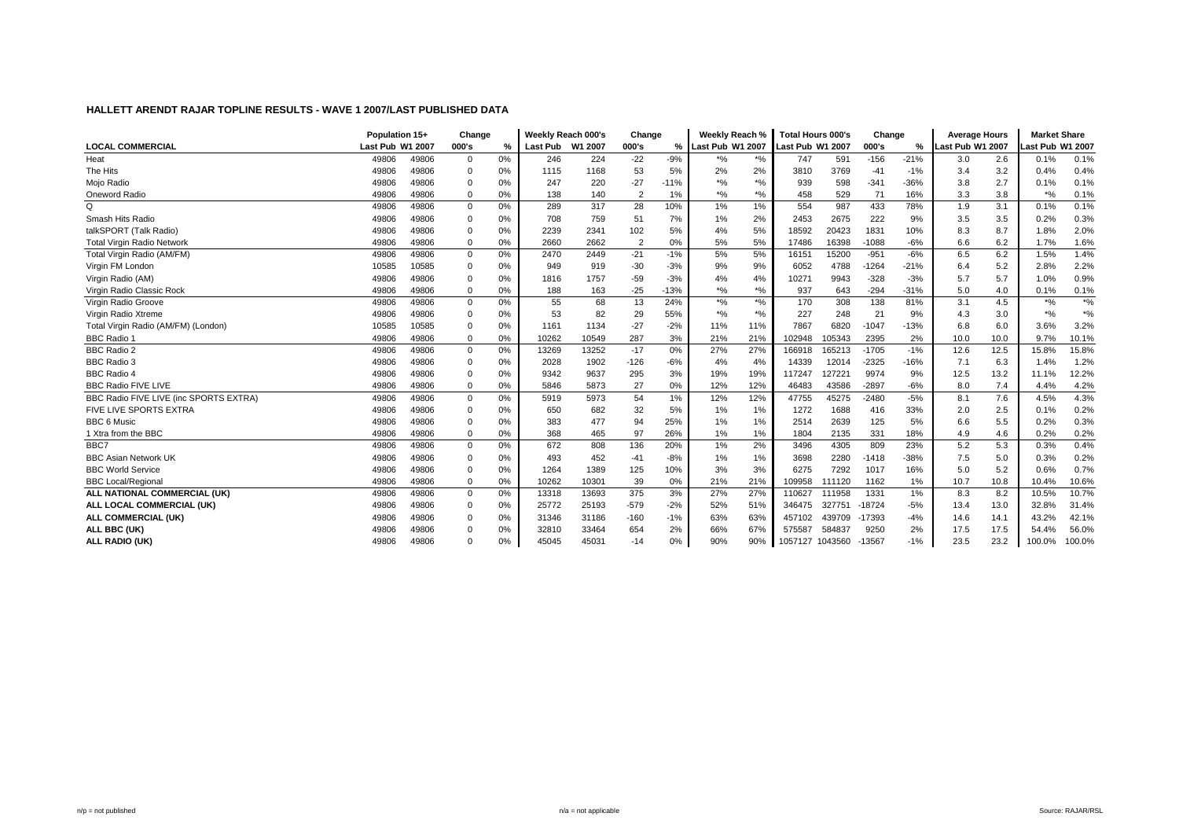# HALLETT ARENDT RAJAR TOPLINE RESULTS - WAVE 1 2007/LAST PUBLISHED DATA

| LOCAL COMMERCIAL | Population 15+ | | Change | | Weekly Reach 000's | | Change | | Weekly Reach % | | Total Hours 000's | | Change | | Average Hours | | Market Share | |
|---|---|---|---|---|---|---|---|---|---|---|---|---|---|---|---|---|---|---|
| | Last Pub | W1 2007 | 000's | % | Last Pub | W1 2007 | 000's | % | Last Pub | W1 2007 | Last Pub | W1 2007 | 000's | % | Last Pub | W1 2007 | Last Pub | W1 2007 |
| Heat | 49806 | 49806 | 0 | 0% | 246 | 224 | -22 | -9% | *% | *% | 747 | 591 | -156 | -21% | 3.0 | 2.6 | 0.1% | 0.1% |
| The Hits | 49806 | 49806 | 0 | 0% | 1115 | 1168 | 53 | 5% | 2% | 2% | 3810 | 3769 | -41 | -1% | 3.4 | 3.2 | 0.4% | 0.4% |
| Mojo Radio | 49806 | 49806 | 0 | 0% | 247 | 220 | -27 | -11% | *% | *% | 939 | 598 | -341 | -36% | 3.8 | 2.7 | 0.1% | 0.1% |
| Oneword Radio | 49806 | 49806 | 0 | 0% | 138 | 140 | 2 | 1% | *% | *% | 458 | 529 | 71 | 16% | 3.3 | 3.8 | *% | 0.1% |
| Q | 49806 | 49806 | 0 | 0% | 289 | 317 | 28 | 10% | 1% | 1% | 554 | 987 | 433 | 78% | 1.9 | 3.1 | 0.1% | 0.1% |
| Smash Hits Radio | 49806 | 49806 | 0 | 0% | 708 | 759 | 51 | 7% | 1% | 2% | 2453 | 2675 | 222 | 9% | 3.5 | 3.5 | 0.2% | 0.3% |
| talkSPORT (Talk Radio) | 49806 | 49806 | 0 | 0% | 2239 | 2341 | 102 | 5% | 4% | 5% | 18592 | 20423 | 1831 | 10% | 8.3 | 8.7 | 1.8% | 2.0% |
| Total Virgin Radio Network | 49806 | 49806 | 0 | 0% | 2660 | 2662 | 2 | 0% | 5% | 5% | 17486 | 16398 | -1088 | -6% | 6.6 | 6.2 | 1.7% | 1.6% |
| Total Virgin Radio (AM/FM) | 49806 | 49806 | 0 | 0% | 2470 | 2449 | -21 | -1% | 5% | 5% | 16151 | 15200 | -951 | -6% | 6.5 | 6.2 | 1.5% | 1.4% |
| Virgin FM London | 10585 | 10585 | 0 | 0% | 949 | 919 | -30 | -3% | 9% | 9% | 6052 | 4788 | -1264 | -21% | 6.4 | 5.2 | 2.8% | 2.2% |
| Virgin Radio (AM) | 49806 | 49806 | 0 | 0% | 1816 | 1757 | -59 | -3% | 4% | 4% | 10271 | 9943 | -328 | -3% | 5.7 | 5.7 | 1.0% | 0.9% |
| Virgin Radio Classic Rock | 49806 | 49806 | 0 | 0% | 188 | 163 | -25 | -13% | *% | *% | 937 | 643 | -294 | -31% | 5.0 | 4.0 | 0.1% | 0.1% |
| Virgin Radio Groove | 49806 | 49806 | 0 | 0% | 55 | 68 | 13 | 24% | *% | *% | 170 | 308 | 138 | 81% | 3.1 | 4.5 | *% | *% |
| Virgin Radio Xtreme | 49806 | 49806 | 0 | 0% | 53 | 82 | 29 | 55% | *% | *% | 227 | 248 | 21 | 9% | 4.3 | 3.0 | *% | *% |
| Total Virgin Radio (AM/FM) (London) | 10585 | 10585 | 0 | 0% | 1161 | 1134 | -27 | -2% | 11% | 11% | 7867 | 6820 | -1047 | -13% | 6.8 | 6.0 | 3.6% | 3.2% |
| BBC Radio 1 | 49806 | 49806 | 0 | 0% | 10262 | 10549 | 287 | 3% | 21% | 21% | 102948 | 105343 | 2395 | 2% | 10.0 | 10.0 | 9.7% | 10.1% |
| BBC Radio 2 | 49806 | 49806 | 0 | 0% | 13269 | 13252 | -17 | 0% | 27% | 27% | 166918 | 165213 | -1705 | -1% | 12.6 | 12.5 | 15.8% | 15.8% |
| BBC Radio 3 | 49806 | 49806 | 0 | 0% | 2028 | 1902 | -126 | -6% | 4% | 4% | 14339 | 12014 | -2325 | -16% | 7.1 | 6.3 | 1.4% | 1.2% |
| BBC Radio 4 | 49806 | 49806 | 0 | 0% | 9342 | 9637 | 295 | 3% | 19% | 19% | 117247 | 127221 | 9974 | 9% | 12.5 | 13.2 | 11.1% | 12.2% |
| BBC Radio FIVE LIVE | 49806 | 49806 | 0 | 0% | 5846 | 5873 | 27 | 0% | 12% | 12% | 46483 | 43586 | -2897 | -6% | 8.0 | 7.4 | 4.4% | 4.2% |
| BBC Radio FIVE LIVE (inc SPORTS EXTRA) | 49806 | 49806 | 0 | 0% | 5919 | 5973 | 54 | 1% | 12% | 12% | 47755 | 45275 | -2480 | -5% | 8.1 | 7.6 | 4.5% | 4.3% |
| FIVE LIVE SPORTS EXTRA | 49806 | 49806 | 0 | 0% | 650 | 682 | 32 | 5% | 1% | 1% | 1272 | 1688 | 416 | 33% | 2.0 | 2.5 | 0.1% | 0.2% |
| BBC 6 Music | 49806 | 49806 | 0 | 0% | 383 | 477 | 94 | 25% | 1% | 1% | 2514 | 2639 | 125 | 5% | 6.6 | 5.5 | 0.2% | 0.3% |
| 1 Xtra from the BBC | 49806 | 49806 | 0 | 0% | 368 | 465 | 97 | 26% | 1% | 1% | 1804 | 2135 | 331 | 18% | 4.9 | 4.6 | 0.2% | 0.2% |
| BBC7 | 49806 | 49806 | 0 | 0% | 672 | 808 | 136 | 20% | 1% | 2% | 3496 | 4305 | 809 | 23% | 5.2 | 5.3 | 0.3% | 0.4% |
| BBC Asian Network UK | 49806 | 49806 | 0 | 0% | 493 | 452 | -41 | -8% | 1% | 1% | 3698 | 2280 | -1418 | -38% | 7.5 | 5.0 | 0.3% | 0.2% |
| BBC World Service | 49806 | 49806 | 0 | 0% | 1264 | 1389 | 125 | 10% | 3% | 3% | 6275 | 7292 | 1017 | 16% | 5.0 | 5.2 | 0.6% | 0.7% |
| BBC Local/Regional | 49806 | 49806 | 0 | 0% | 10262 | 10301 | 39 | 0% | 21% | 21% | 109958 | 111120 | 1162 | 1% | 10.7 | 10.8 | 10.4% | 10.6% |
| **ALL NATIONAL COMMERCIAL (UK)** | 49806 | 49806 | 0 | 0% | 13318 | 13693 | 375 | 3% | 27% | 27% | 110627 | 111958 | 1331 | 1% | 8.3 | 8.2 | 10.5% | 10.7% |
| **ALL LOCAL COMMERCIAL (UK)** | 49806 | 49806 | 0 | 0% | 25772 | 25193 | -579 | -2% | 52% | 51% | 346475 | 327751 | -18724 | -5% | 13.4 | 13.0 | 32.8% | 31.4% |
| **ALL COMMERCIAL (UK)** | 49806 | 49806 | 0 | 0% | 31346 | 31186 | -160 | -1% | 63% | 63% | 457102 | 439709 | -17393 | -4% | 14.6 | 14.1 | 43.2% | 42.1% |
| **ALL BBC (UK)** | 49806 | 49806 | 0 | 0% | 32810 | 33464 | 654 | 2% | 66% | 67% | 575587 | 584837 | 9250 | 2% | 17.5 | 17.5 | 54.4% | 56.0% |
| **ALL RADIO (UK)** | 49806 | 49806 | 0 | 0% | 45045 | 45031 | -14 | 0% | 90% | 90% | 1057127 | 1043560 | -13567 | -1% | 23.5 | 23.2 | 100.0% | 100.0% |

n/p = not published    n/a = not applicable    Source: RAJAR/RSL